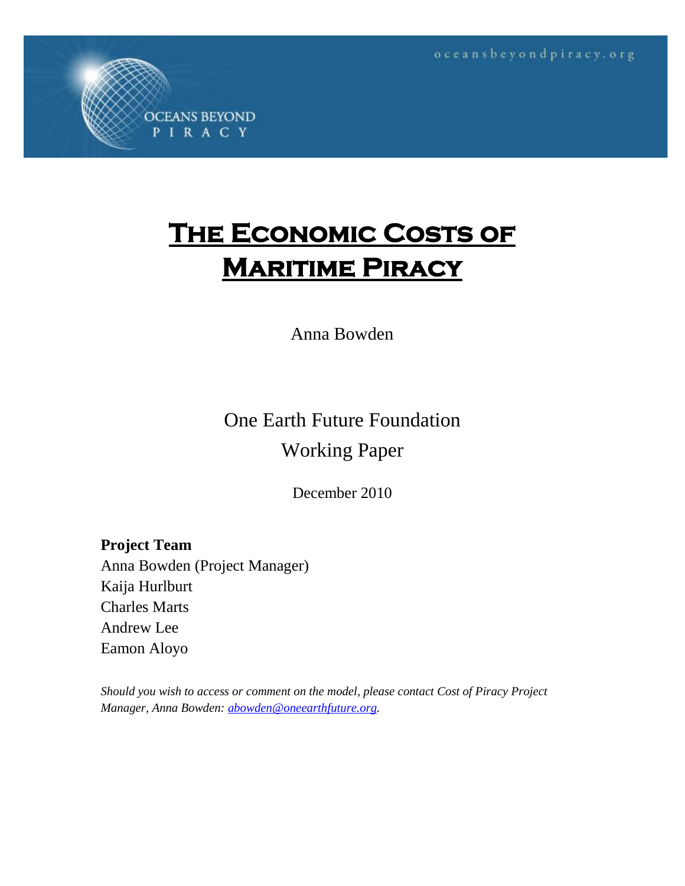oceansbeyondpiracy.org

OCEANS BEYOND PIRACY

# The Economic Costs of Maritime Piracy

Anna Bowden

One Earth Future Foundation

Working Paper

December 2010

**Project Team**

Anna Bowden (Project Manager)
Kaija Hurlburt
Charles Marts
Andrew Lee
Eamon Aloyo

*Should you wish to access or comment on the model, please contact Cost of Piracy Project Manager, Anna Bowden: abowden@oneearthfuture.org.*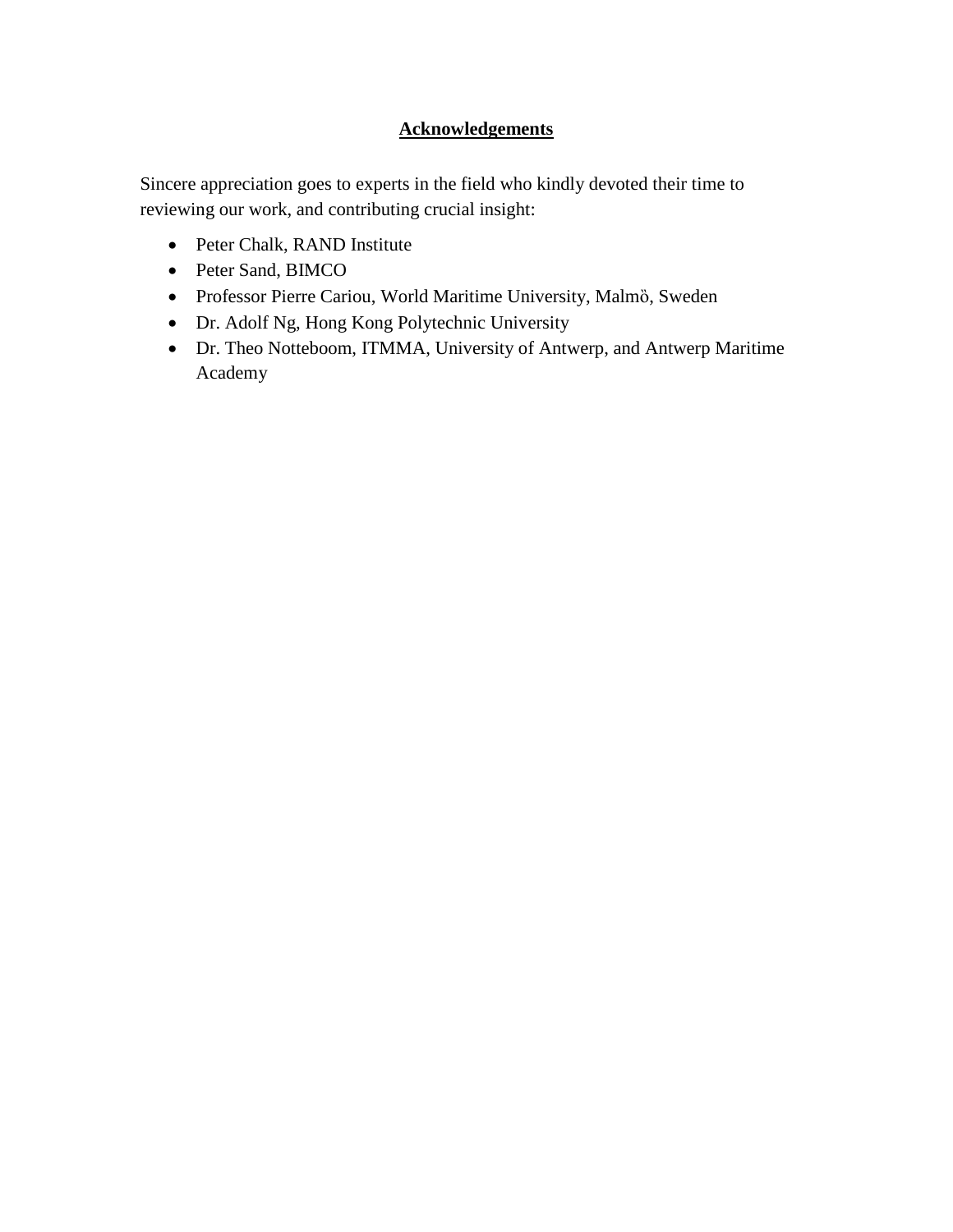## Acknowledgements

Sincere appreciation goes to experts in the field who kindly devoted their time to reviewing our work, and contributing crucial insight:

- Peter Chalk, RAND Institute
- Peter Sand, BIMCO
- Professor Pierre Cariou, World Maritime University, Malmŏ, Sweden
- Dr. Adolf Ng, Hong Kong Polytechnic University
- Dr. Theo Notteboom, ITMMA, University of Antwerp, and Antwerp Maritime Academy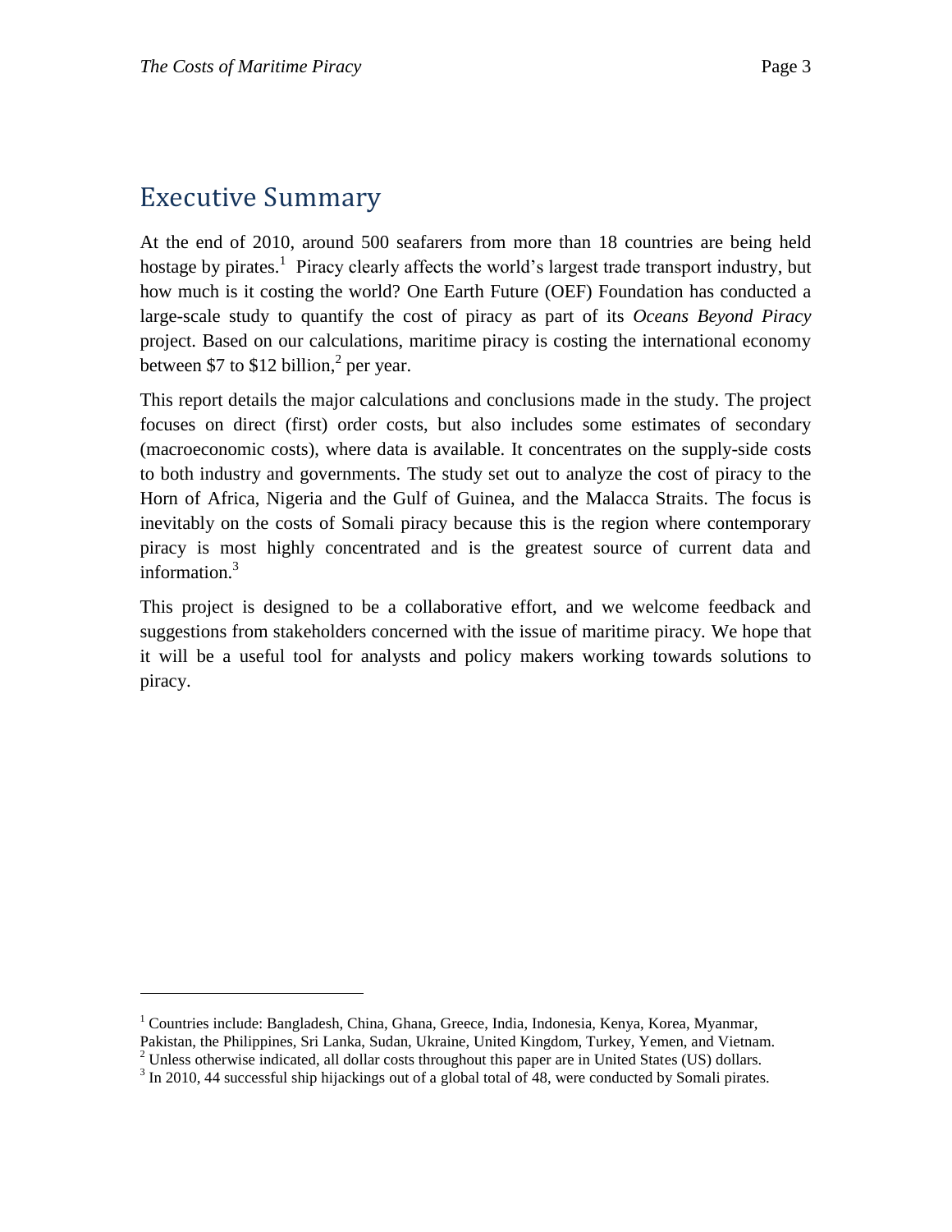## Executive Summary

At the end of 2010, around 500 seafarers from more than 18 countries are being held hostage by pirates.[1] Piracy clearly affects the world's largest trade transport industry, but how much is it costing the world? One Earth Future (OEF) Foundation has conducted a large-scale study to quantify the cost of piracy as part of its *Oceans Beyond Piracy* project. Based on our calculations, maritime piracy is costing the international economy between $7 to $12 billion,[2] per year.

This report details the major calculations and conclusions made in the study. The project focuses on direct (first) order costs, but also includes some estimates of secondary (macroeconomic costs), where data is available. It concentrates on the supply-side costs to both industry and governments. The study set out to analyze the cost of piracy to the Horn of Africa, Nigeria and the Gulf of Guinea, and the Malacca Straits. The focus is inevitably on the costs of Somali piracy because this is the region where contemporary piracy is most highly concentrated and is the greatest source of current data and information.[3]

This project is designed to be a collaborative effort, and we welcome feedback and suggestions from stakeholders concerned with the issue of maritime piracy. We hope that it will be a useful tool for analysts and policy makers working towards solutions to piracy.

---

[1] Countries include: Bangladesh, China, Ghana, Greece, India, Indonesia, Kenya, Korea, Myanmar, Pakistan, the Philippines, Sri Lanka, Sudan, Ukraine, United Kingdom, Turkey, Yemen, and Vietnam.

[2] Unless otherwise indicated, all dollar costs throughout this paper are in United States (US) dollars.

[3] In 2010, 44 successful ship hijackings out of a global total of 48, were conducted by Somali pirates.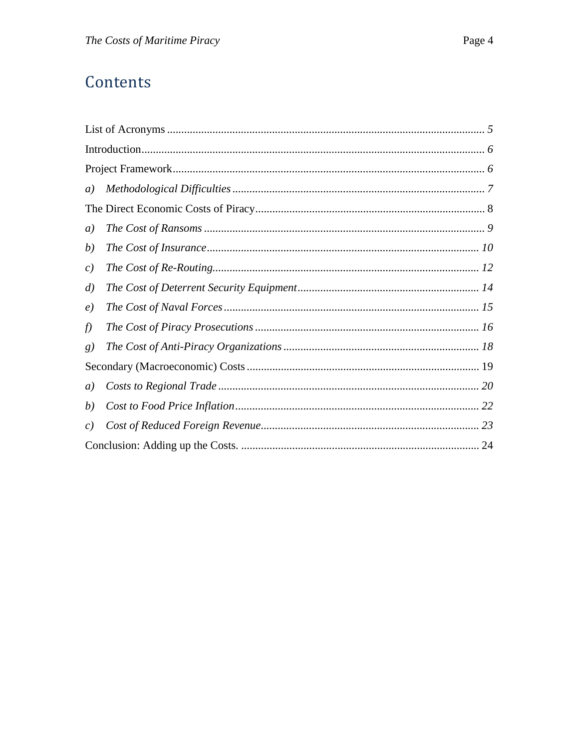## Contents

List of Acronyms ........................................................................................................ *5*

Introduction.................................................................................................................. *6*

Project Framework...................................................................................................... *6*

*a) Methodological Difficulties* ................................................................................. *7*

The Direct Economic Costs of Piracy ........................................................................ 8

*a) The Cost of Ransoms* ............................................................................................ *9*

*b) The Cost of Insurance* ......................................................................................... *10*

*c) The Cost of Re-Routing*....................................................................................... *12*

*d) The Cost of Deterrent Security Equipment* ......................................................... *14*

*e) The Cost of Naval Forces* .................................................................................... *15*

*f) The Cost of Piracy Prosecutions* ......................................................................... *16*

*g) The Cost of Anti-Piracy Organizations* ............................................................... *18*

Secondary (Macroeconomic) Costs ............................................................................ 19

*a) Costs to Regional Trade* ..................................................................................... *20*

*b) Cost to Food Price Inflation* ................................................................................ *22*

*c) Cost of Reduced Foreign Revenue*....................................................................... *23*

Conclusion: Adding up the Costs. .............................................................................. 24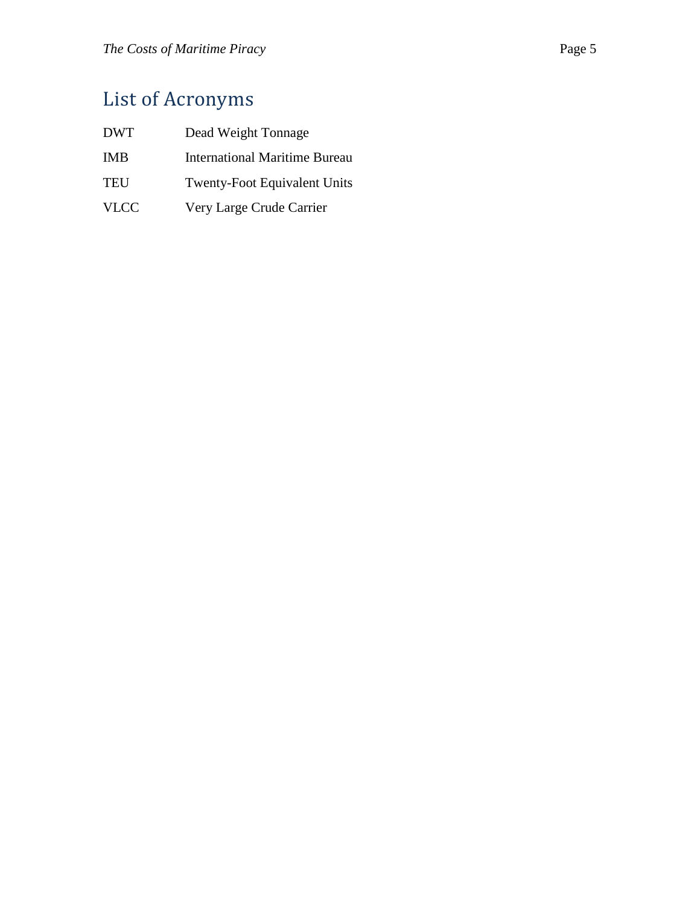# List of Acronyms

| | |
|---|---|
| DWT | Dead Weight Tonnage |
| IMB | International Maritime Bureau |
| TEU | Twenty-Foot Equivalent Units |
| VLCC | Very Large Crude Carrier |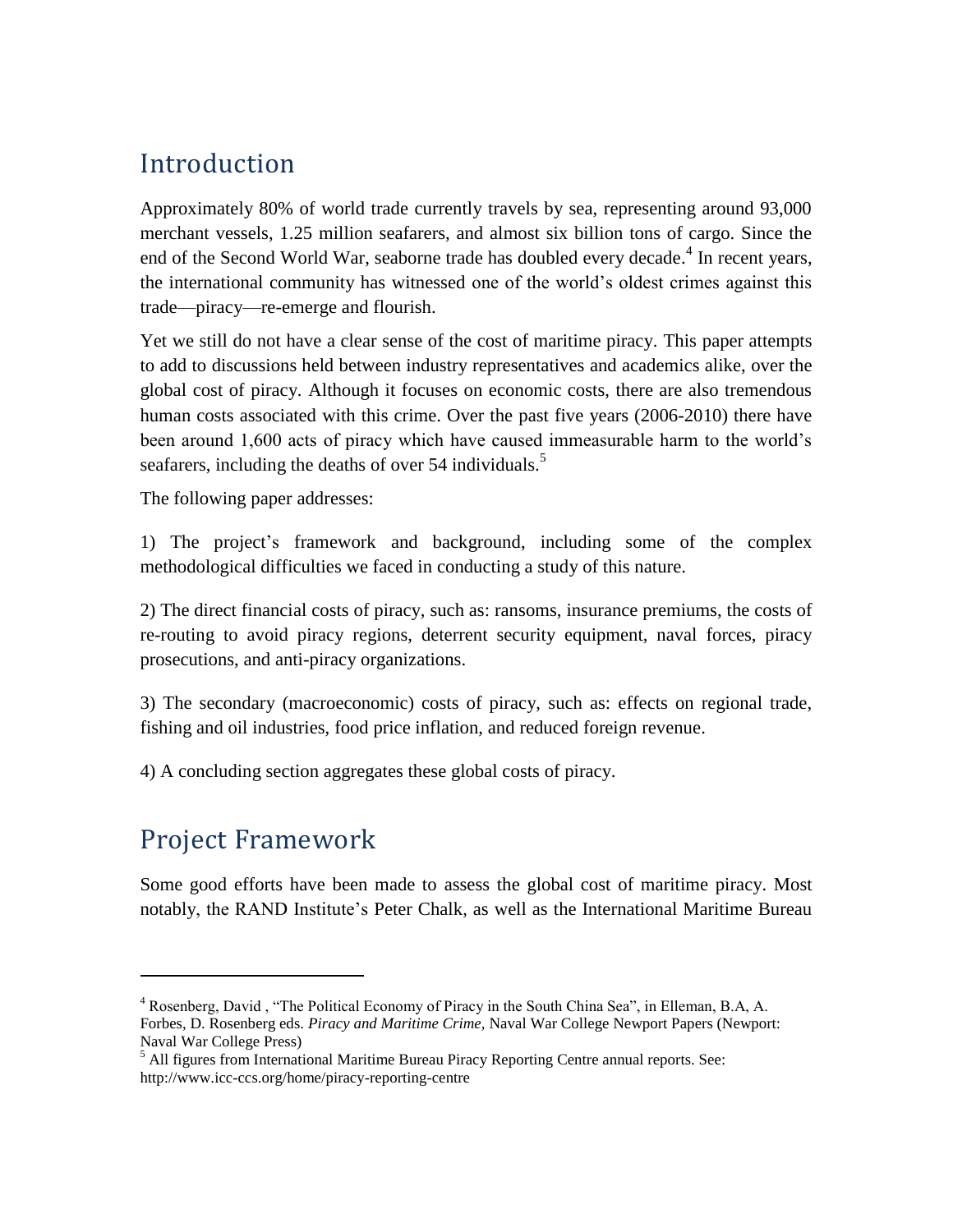## Introduction

Approximately 80% of world trade currently travels by sea, representing around 93,000 merchant vessels, 1.25 million seafarers, and almost six billion tons of cargo. Since the end of the Second World War, seaborne trade has doubled every decade.[4] In recent years, the international community has witnessed one of the world's oldest crimes against this trade—piracy—re-emerge and flourish.

Yet we still do not have a clear sense of the cost of maritime piracy. This paper attempts to add to discussions held between industry representatives and academics alike, over the global cost of piracy. Although it focuses on economic costs, there are also tremendous human costs associated with this crime. Over the past five years (2006-2010) there have been around 1,600 acts of piracy which have caused immeasurable harm to the world's seafarers, including the deaths of over 54 individuals.[5]

The following paper addresses:

1) The project's framework and background, including some of the complex methodological difficulties we faced in conducting a study of this nature.

2) The direct financial costs of piracy, such as: ransoms, insurance premiums, the costs of re-routing to avoid piracy regions, deterrent security equipment, naval forces, piracy prosecutions, and anti-piracy organizations.

3) The secondary (macroeconomic) costs of piracy, such as: effects on regional trade, fishing and oil industries, food price inflation, and reduced foreign revenue.

4) A concluding section aggregates these global costs of piracy.

## Project Framework

Some good efforts have been made to assess the global cost of maritime piracy. Most notably, the RAND Institute's Peter Chalk, as well as the International Maritime Bureau

---

[4] Rosenberg, David , "The Political Economy of Piracy in the South China Sea", in Elleman, B.A, A. Forbes, D. Rosenberg eds. *Piracy and Maritime Crime*, Naval War College Newport Papers (Newport: Naval War College Press)

[5] All figures from International Maritime Bureau Piracy Reporting Centre annual reports. See: http://www.icc-ccs.org/home/piracy-reporting-centre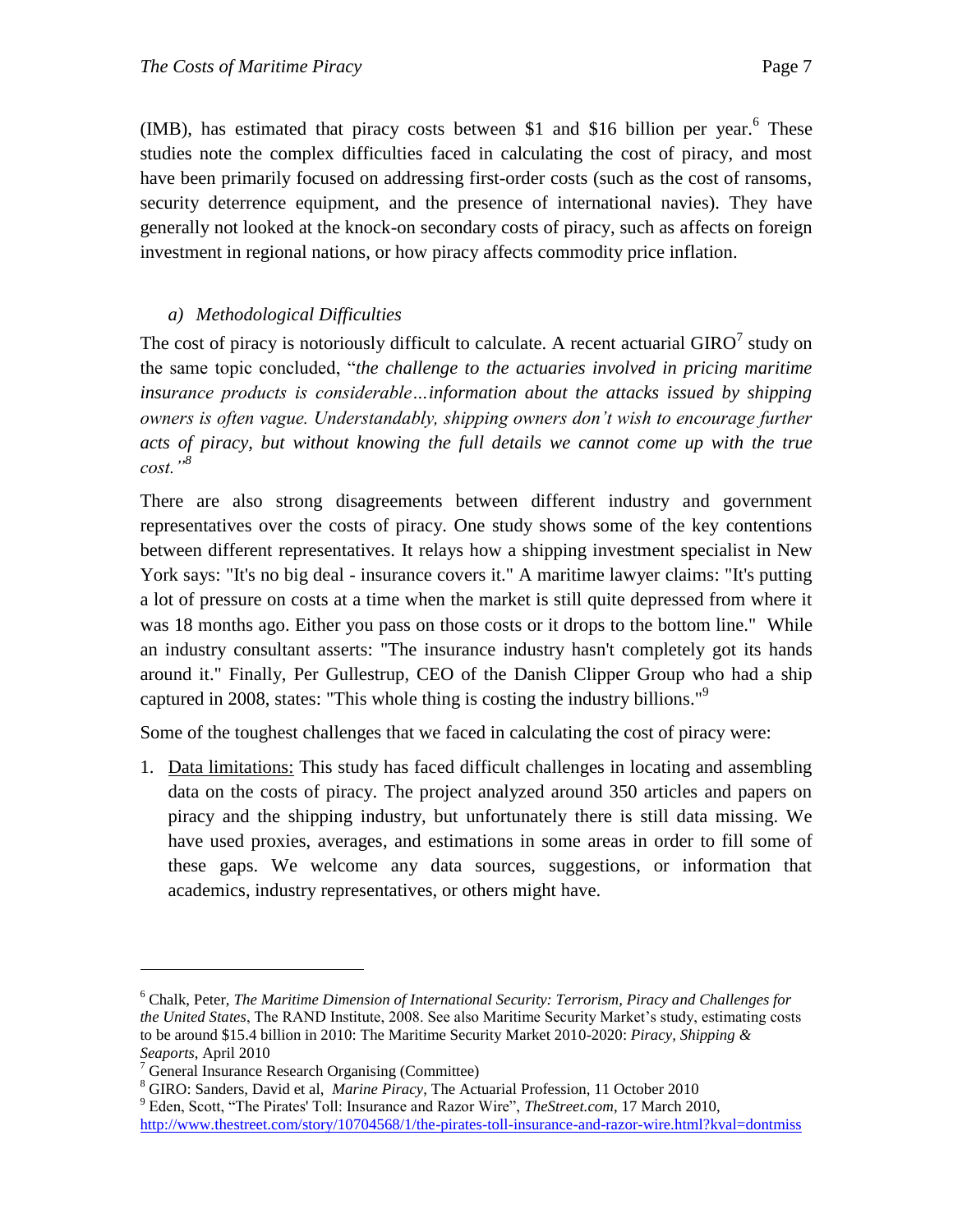(IMB), has estimated that piracy costs between \$1 and \$16 billion per year.[6] These studies note the complex difficulties faced in calculating the cost of piracy, and most have been primarily focused on addressing first-order costs (such as the cost of ransoms, security deterrence equipment, and the presence of international navies). They have generally not looked at the knock-on secondary costs of piracy, such as affects on foreign investment in regional nations, or how piracy affects commodity price inflation.

### a) *Methodological Difficulties*

The cost of piracy is notoriously difficult to calculate. A recent actuarial GIRO[7] study on the same topic concluded, "*the challenge to the actuaries involved in pricing maritime insurance products is considerable…information about the attacks issued by shipping owners is often vague. Understandably, shipping owners don't wish to encourage further acts of piracy, but without knowing the full details we cannot come up with the true cost."*[8]

There are also strong disagreements between different industry and government representatives over the costs of piracy. One study shows some of the key contentions between different representatives. It relays how a shipping investment specialist in New York says: "It's no big deal - insurance covers it." A maritime lawyer claims: "It's putting a lot of pressure on costs at a time when the market is still quite depressed from where it was 18 months ago. Either you pass on those costs or it drops to the bottom line." While an industry consultant asserts: "The insurance industry hasn't completely got its hands around it." Finally, Per Gullestrup, CEO of the Danish Clipper Group who had a ship captured in 2008, states: "This whole thing is costing the industry billions."[9]

Some of the toughest challenges that we faced in calculating the cost of piracy were:

1. Data limitations: This study has faced difficult challenges in locating and assembling data on the costs of piracy. The project analyzed around 350 articles and papers on piracy and the shipping industry, but unfortunately there is still data missing. We have used proxies, averages, and estimations in some areas in order to fill some of these gaps. We welcome any data sources, suggestions, or information that academics, industry representatives, or others might have.

---

[6] Chalk, Peter, *The Maritime Dimension of International Security: Terrorism, Piracy and Challenges for the United States*, The RAND Institute, 2008. See also Maritime Security Market's study, estimating costs to be around \$15.4 billion in 2010: The Maritime Security Market 2010-2020: *Piracy, Shipping & Seaports*, April 2010

[7] General Insurance Research Organising (Committee)

[8] GIRO: Sanders, David et al, *Marine Piracy*, The Actuarial Profession, 11 October 2010

[9] Eden, Scott, "The Pirates' Toll: Insurance and Razor Wire", *TheStreet.com*, 17 March 2010, http://www.thestreet.com/story/10704568/1/the-pirates-toll-insurance-and-razor-wire.html?kval=dontmiss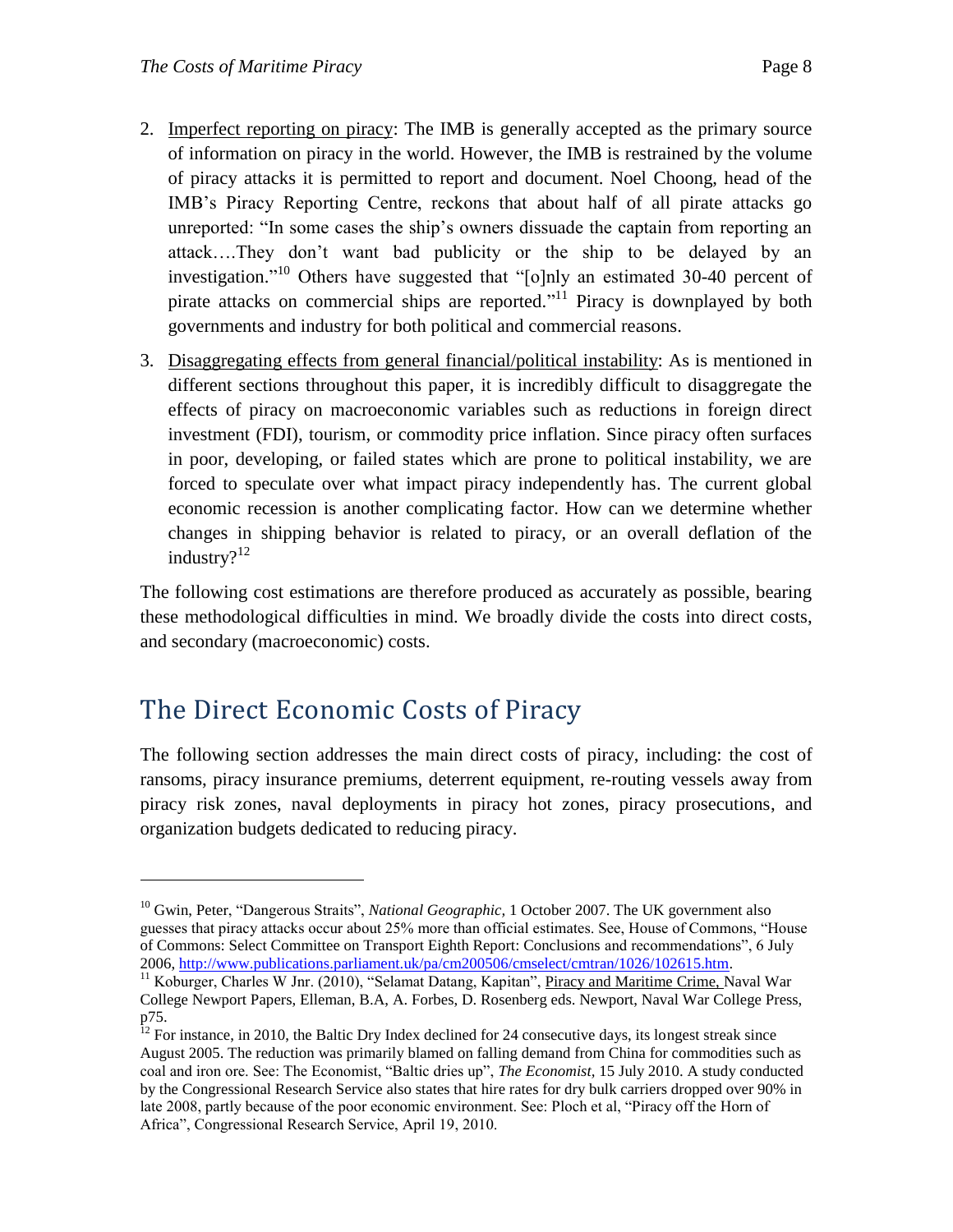2. Imperfect reporting on piracy: The IMB is generally accepted as the primary source of information on piracy in the world. However, the IMB is restrained by the volume of piracy attacks it is permitted to report and document. Noel Choong, head of the IMB's Piracy Reporting Centre, reckons that about half of all pirate attacks go unreported: "In some cases the ship's owners dissuade the captain from reporting an attack….They don't want bad publicity or the ship to be delayed by an investigation."[10] Others have suggested that "[o]nly an estimated 30-40 percent of pirate attacks on commercial ships are reported."[11] Piracy is downplayed by both governments and industry for both political and commercial reasons.

3. Disaggregating effects from general financial/political instability: As is mentioned in different sections throughout this paper, it is incredibly difficult to disaggregate the effects of piracy on macroeconomic variables such as reductions in foreign direct investment (FDI), tourism, or commodity price inflation. Since piracy often surfaces in poor, developing, or failed states which are prone to political instability, we are forced to speculate over what impact piracy independently has. The current global economic recession is another complicating factor. How can we determine whether changes in shipping behavior is related to piracy, or an overall deflation of the industry?[12]

The following cost estimations are therefore produced as accurately as possible, bearing these methodological difficulties in mind. We broadly divide the costs into direct costs, and secondary (macroeconomic) costs.

# The Direct Economic Costs of Piracy

The following section addresses the main direct costs of piracy, including: the cost of ransoms, piracy insurance premiums, deterrent equipment, re-routing vessels away from piracy risk zones, naval deployments in piracy hot zones, piracy prosecutions, and organization budgets dedicated to reducing piracy.

---

[10] Gwin, Peter, "Dangerous Straits", *National Geographic,* 1 October 2007. The UK government also guesses that piracy attacks occur about 25% more than official estimates. See, House of Commons, "House of Commons: Select Committee on Transport Eighth Report: Conclusions and recommendations", 6 July 2006, http://www.publications.parliament.uk/pa/cm200506/cmselect/cmtran/1026/102615.htm.

[11] Koburger, Charles W Jnr. (2010), "Selamat Datang, Kapitan", Piracy and Maritime Crime, Naval War College Newport Papers, Elleman, B.A, A. Forbes, D. Rosenberg eds. Newport, Naval War College Press, p75.

[12] For instance, in 2010, the Baltic Dry Index declined for 24 consecutive days, its longest streak since August 2005. The reduction was primarily blamed on falling demand from China for commodities such as coal and iron ore. See: The Economist, "Baltic dries up", *The Economist,* 15 July 2010. A study conducted by the Congressional Research Service also states that hire rates for dry bulk carriers dropped over 90% in late 2008, partly because of the poor economic environment. See: Ploch et al, "Piracy off the Horn of Africa", Congressional Research Service, April 19, 2010.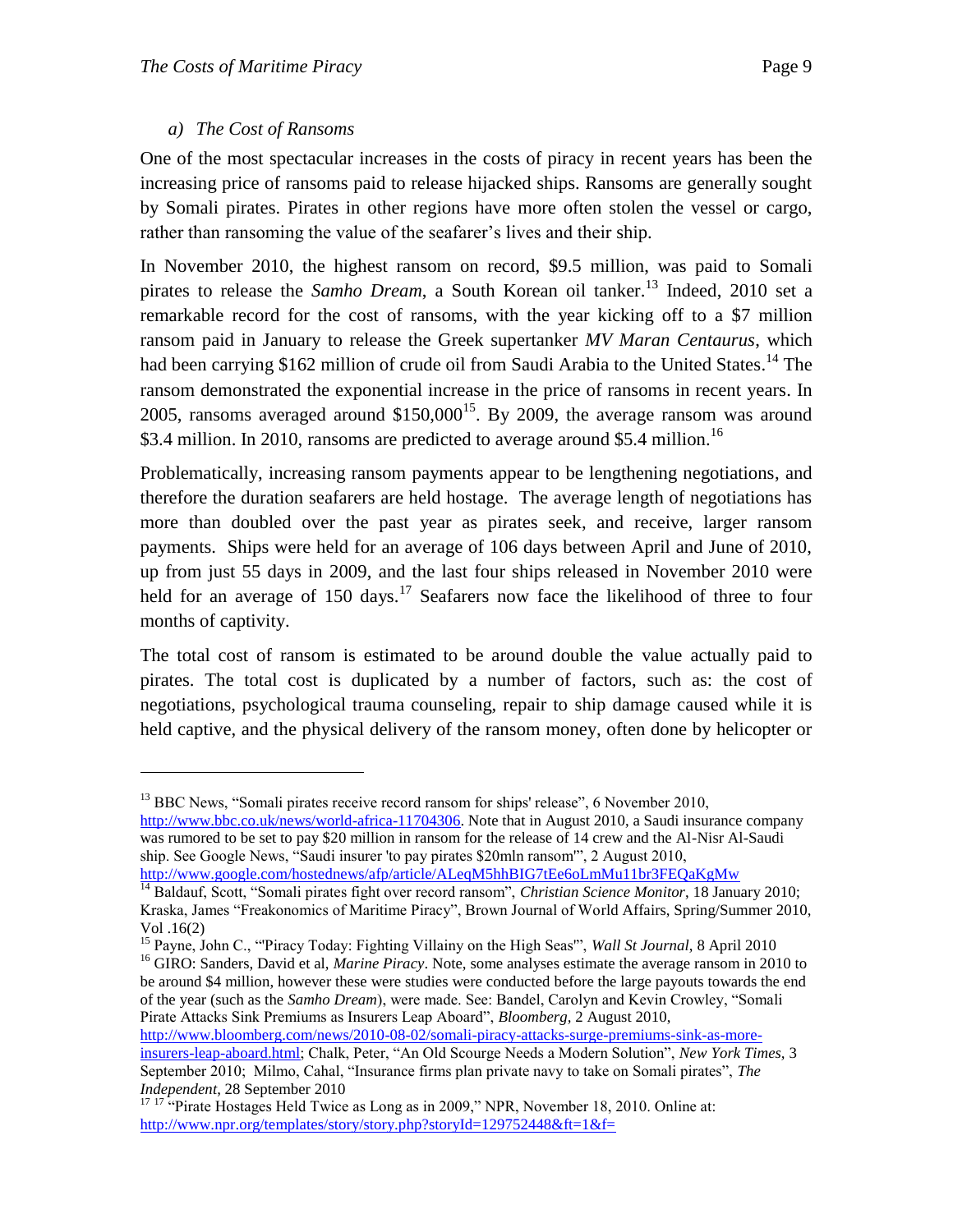### a) *The Cost of Ransoms*

One of the most spectacular increases in the costs of piracy in recent years has been the increasing price of ransoms paid to release hijacked ships. Ransoms are generally sought by Somali pirates. Pirates in other regions have more often stolen the vessel or cargo, rather than ransoming the value of the seafarer's lives and their ship.

In November 2010, the highest ransom on record, $9.5 million, was paid to Somali pirates to release the *Samho Dream*, a South Korean oil tanker.[13] Indeed, 2010 set a remarkable record for the cost of ransoms, with the year kicking off to a $7 million ransom paid in January to release the Greek supertanker *MV Maran Centaurus*, which had been carrying $162 million of crude oil from Saudi Arabia to the United States.[14] The ransom demonstrated the exponential increase in the price of ransoms in recent years. In 2005, ransoms averaged around $150,000[15]. By 2009, the average ransom was around $3.4 million. In 2010, ransoms are predicted to average around $5.4 million.[16]

Problematically, increasing ransom payments appear to be lengthening negotiations, and therefore the duration seafarers are held hostage. The average length of negotiations has more than doubled over the past year as pirates seek, and receive, larger ransom payments. Ships were held for an average of 106 days between April and June of 2010, up from just 55 days in 2009, and the last four ships released in November 2010 were held for an average of 150 days.[17] Seafarers now face the likelihood of three to four months of captivity.

The total cost of ransom is estimated to be around double the value actually paid to pirates. The total cost is duplicated by a number of factors, such as: the cost of negotiations, psychological trauma counseling, repair to ship damage caused while it is held captive, and the physical delivery of the ransom money, often done by helicopter or

---

[13] BBC News, "Somali pirates receive record ransom for ships' release", 6 November 2010, http://www.bbc.co.uk/news/world-africa-11704306. Note that in August 2010, a Saudi insurance company was rumored to be set to pay $20 million in ransom for the release of 14 crew and the Al-Nisr Al-Saudi ship. See Google News, "Saudi insurer 'to pay pirates $20mln ransom'", 2 August 2010, http://www.google.com/hostednews/afp/article/ALeqM5hhBIG7tEe6oLmMu11br3FEQaKgMw

[14] Baldauf, Scott, "Somali pirates fight over record ransom", *Christian Science Monitor*, 18 January 2010; Kraska, James "Freakonomics of Maritime Piracy", Brown Journal of World Affairs, Spring/Summer 2010, Vol .16(2)

[15] Payne, John C., "'Piracy Today: Fighting Villainy on the High Seas'", *Wall St Journal*, 8 April 2010

[16] GIRO: Sanders, David et al, *Marine Piracy*. Note, some analyses estimate the average ransom in 2010 to be around $4 million, however these were studies were conducted before the large payouts towards the end of the year (such as the *Samho Dream*), were made. See: Bandel, Carolyn and Kevin Crowley, "Somali Pirate Attacks Sink Premiums as Insurers Leap Aboard", *Bloomberg*, 2 August 2010, http://www.bloomberg.com/news/2010-08-02/somali-piracy-attacks-surge-premiums-sink-as-more-insurers-leap-aboard.html; Chalk, Peter, "An Old Scourge Needs a Modern Solution", *New York Times*, 3 September 2010; Milmo, Cahal, "Insurance firms plan private navy to take on Somali pirates", *The Independent*, 28 September 2010

[17] [17] "Pirate Hostages Held Twice as Long as in 2009," NPR, November 18, 2010. Online at: http://www.npr.org/templates/story/story.php?storyId=129752448&ft=1&f=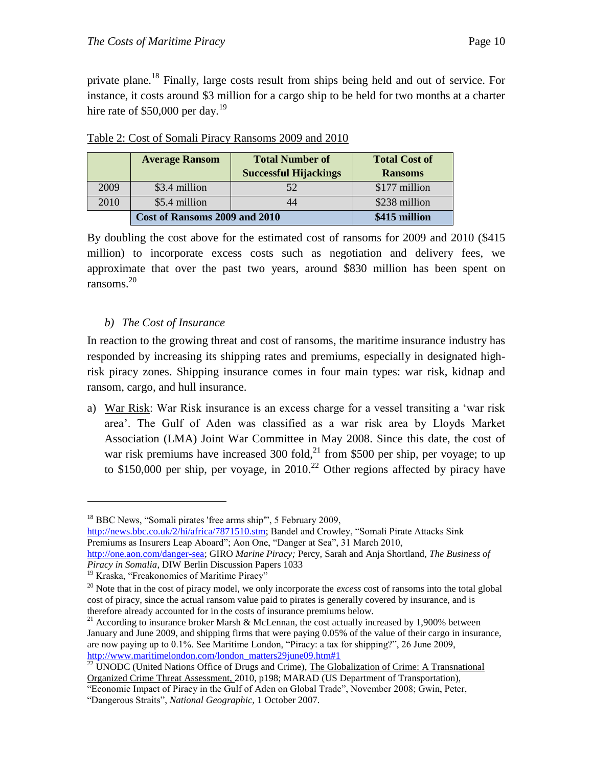private plane.[18] Finally, large costs result from ships being held and out of service. For instance, it costs around $3 million for a cargo ship to be held for two months at a charter hire rate of $50,000 per day.[19]

Table 2: Cost of Somali Piracy Ransoms 2009 and 2010

| | Average Ransom | Total Number of Successful Hijackings | Total Cost of Ransoms |
|---|---|---|---|
| 2009 | $3.4 million | 52 | $177 million |
| 2010 | $5.4 million | 44 | $238 million |
| | **Cost of Ransoms 2009 and 2010** | | **$415 million** |

By doubling the cost above for the estimated cost of ransoms for 2009 and 2010 ($415 million) to incorporate excess costs such as negotiation and delivery fees, we approximate that over the past two years, around $830 million has been spent on ransoms.[20]

### b) *The Cost of Insurance*

In reaction to the growing threat and cost of ransoms, the maritime insurance industry has responded by increasing its shipping rates and premiums, especially in designated high-risk piracy zones. Shipping insurance comes in four main types: war risk, kidnap and ransom, cargo, and hull insurance.

a) War Risk: War Risk insurance is an excess charge for a vessel transiting a 'war risk area'. The Gulf of Aden was classified as a war risk area by Lloyds Market Association (LMA) Joint War Committee in May 2008. Since this date, the cost of war risk premiums have increased 300 fold,[21] from $500 per ship, per voyage; to up to $150,000 per ship, per voyage, in 2010.[22] Other regions affected by piracy have

---

[18] BBC News, "Somali pirates 'free arms ship'", 5 February 2009, http://news.bbc.co.uk/2/hi/africa/7871510.stm; Bandel and Crowley, "Somali Pirate Attacks Sink Premiums as Insurers Leap Aboard"; Aon One, "Danger at Sea", 31 March 2010, http://one.aon.com/danger-sea; GIRO *Marine Piracy;* Percy, Sarah and Anja Shortland, *The Business of Piracy in Somalia*, DIW Berlin Discussion Papers 1033

[19] Kraska, "Freakonomics of Maritime Piracy"

[20] Note that in the cost of piracy model, we only incorporate the *excess* cost of ransoms into the total global cost of piracy, since the actual ransom value paid to pirates is generally covered by insurance, and is therefore already accounted for in the costs of insurance premiums below.

[21] According to insurance broker Marsh & McLennan, the cost actually increased by 1,900% between January and June 2009, and shipping firms that were paying 0.05% of the value of their cargo in insurance, are now paying up to 0.1%. See Maritime London, "Piracy: a tax for shipping?", 26 June 2009, http://www.maritimelondon.com/london_matters29june09.htm#1

[22] UNODC (United Nations Office of Drugs and Crime), The Globalization of Crime: A Transnational Organized Crime Threat Assessment, 2010, p198; MARAD (US Department of Transportation), "Economic Impact of Piracy in the Gulf of Aden on Global Trade", November 2008; Gwin, Peter, "Dangerous Straits", *National Geographic,* 1 October 2007.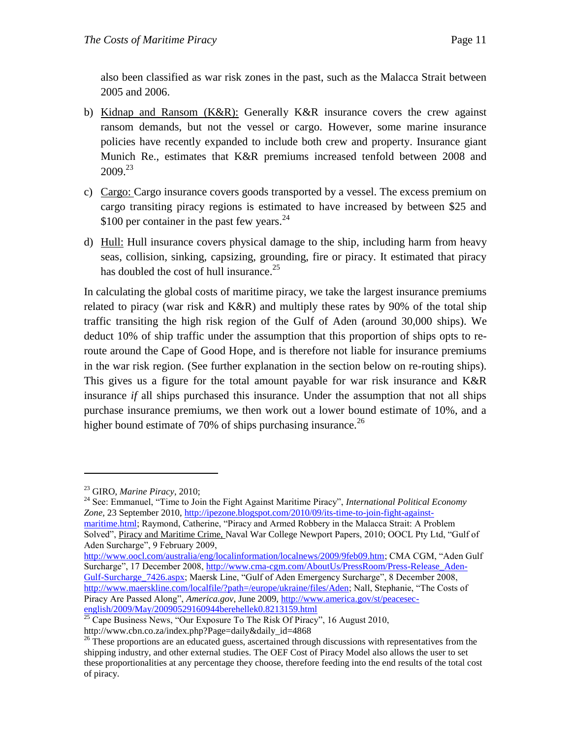also been classified as war risk zones in the past, such as the Malacca Strait between 2005 and 2006.

b) Kidnap and Ransom (K&R): Generally K&R insurance covers the crew against ransom demands, but not the vessel or cargo. However, some marine insurance policies have recently expanded to include both crew and property. Insurance giant Munich Re., estimates that K&R premiums increased tenfold between 2008 and 2009.[23]

c) Cargo: Cargo insurance covers goods transported by a vessel. The excess premium on cargo transiting piracy regions is estimated to have increased by between $25 and $100 per container in the past few years.[24]

d) Hull: Hull insurance covers physical damage to the ship, including harm from heavy seas, collision, sinking, capsizing, grounding, fire or piracy. It estimated that piracy has doubled the cost of hull insurance.[25]

In calculating the global costs of maritime piracy, we take the largest insurance premiums related to piracy (war risk and K&R) and multiply these rates by 90% of the total ship traffic transiting the high risk region of the Gulf of Aden (around 30,000 ships). We deduct 10% of ship traffic under the assumption that this proportion of ships opts to re-route around the Cape of Good Hope, and is therefore not liable for insurance premiums in the war risk region. (See further explanation in the section below on re-routing ships). This gives us a figure for the total amount payable for war risk insurance and K&R insurance *if* all ships purchased this insurance. Under the assumption that not all ships purchase insurance premiums, we then work out a lower bound estimate of 10%, and a higher bound estimate of 70% of ships purchasing insurance.[26]

---

[23] GIRO, *Marine Piracy*, 2010;

[24] See: Emmanuel, "Time to Join the Fight Against Maritime Piracy", *International Political Economy Zone*, 23 September 2010, http://ipezone.blogspot.com/2010/09/its-time-to-join-fight-against-maritime.html; Raymond, Catherine, "Piracy and Armed Robbery in the Malacca Strait: A Problem Solved", Piracy and Maritime Crime, Naval War College Newport Papers, 2010; OOCL Pty Ltd, "Gulf of Aden Surcharge", 9 February 2009, http://www.oocl.com/australia/eng/localinformation/localnews/2009/9feb09.htm; CMA CGM, "Aden Gulf Surcharge", 17 December 2008, http://www.cma-cgm.com/AboutUs/PressRoom/Press-Release_Aden-Gulf-Surcharge_7426.aspx; Maersk Line, "Gulf of Aden Emergency Surcharge", 8 December 2008, http://www.maerskline.com/localfile/?path=/europe/ukraine/files/Aden; Nall, Stephanie, "The Costs of Piracy Are Passed Along", *America.gov*, June 2009, http://www.america.gov/st/peacesec-english/2009/May/20090529160944berehellek0.8213159.html

[25] Cape Business News, "Our Exposure To The Risk Of Piracy", 16 August 2010, http://www.cbn.co.za/index.php?Page=daily&daily_id=4868

[26] These proportions are an educated guess, ascertained through discussions with representatives from the shipping industry, and other external studies. The OEF Cost of Piracy Model also allows the user to set these proportionalities at any percentage they choose, therefore feeding into the end results of the total cost of piracy.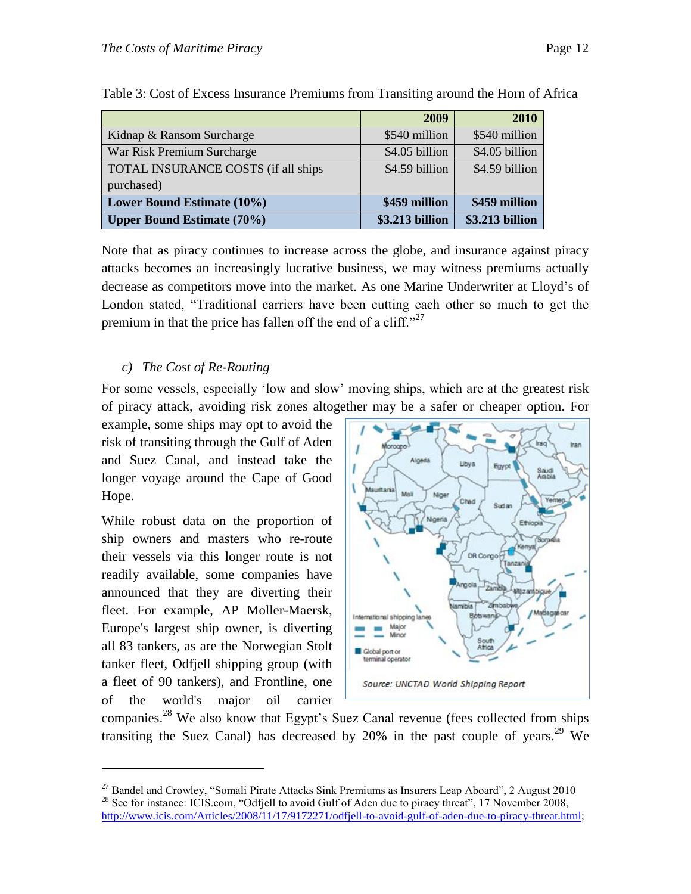Table 3: Cost of Excess Insurance Premiums from Transiting around the Horn of Africa

| | 2009 | 2010 |
|---|---|---|
| Kidnap & Ransom Surcharge | $540 million | $540 million |
| War Risk Premium Surcharge | $4.05 billion | $4.05 billion |
| TOTAL INSURANCE COSTS (if all ships purchased) | $4.59 billion | $4.59 billion |
| **Lower Bound Estimate (10%)** | **$459 million** | **$459 million** |
| **Upper Bound Estimate (70%)** | **$3.213 billion** | **$3.213 billion** |

Note that as piracy continues to increase across the globe, and insurance against piracy attacks becomes an increasingly lucrative business, we may witness premiums actually decrease as competitors move into the market. As one Marine Underwriter at Lloyd's of London stated, "Traditional carriers have been cutting each other so much to get the premium in that the price has fallen off the end of a cliff."[27]

*c) The Cost of Re-Routing*

For some vessels, especially 'low and slow' moving ships, which are at the greatest risk of piracy attack, avoiding risk zones altogether may be a safer or cheaper option. For example, some ships may opt to avoid the risk of transiting through the Gulf of Aden and Suez Canal, and instead take the longer voyage around the Cape of Good Hope.

Source: UNCTAD World Shipping Report

While robust data on the proportion of ship owners and masters who re-route their vessels via this longer route is not readily available, some companies have announced that they are diverting their fleet. For example, AP Moller-Maersk, Europe's largest ship owner, is diverting all 83 tankers, as are the Norwegian Stolt tanker fleet, Odfjell shipping group (with a fleet of 90 tankers), and Frontline, one of the world's major oil carrier companies.[28] We also know that Egypt's Suez Canal revenue (fees collected from ships transiting the Suez Canal) has decreased by 20% in the past couple of years.[29] We

[27] Bandel and Crowley, "Somali Pirate Attacks Sink Premiums as Insurers Leap Aboard", 2 August 2010

[28] See for instance: ICIS.com, "Odfjell to avoid Gulf of Aden due to piracy threat", 17 November 2008, http://www.icis.com/Articles/2008/11/17/9172271/odfjell-to-avoid-gulf-of-aden-due-to-piracy-threat.html;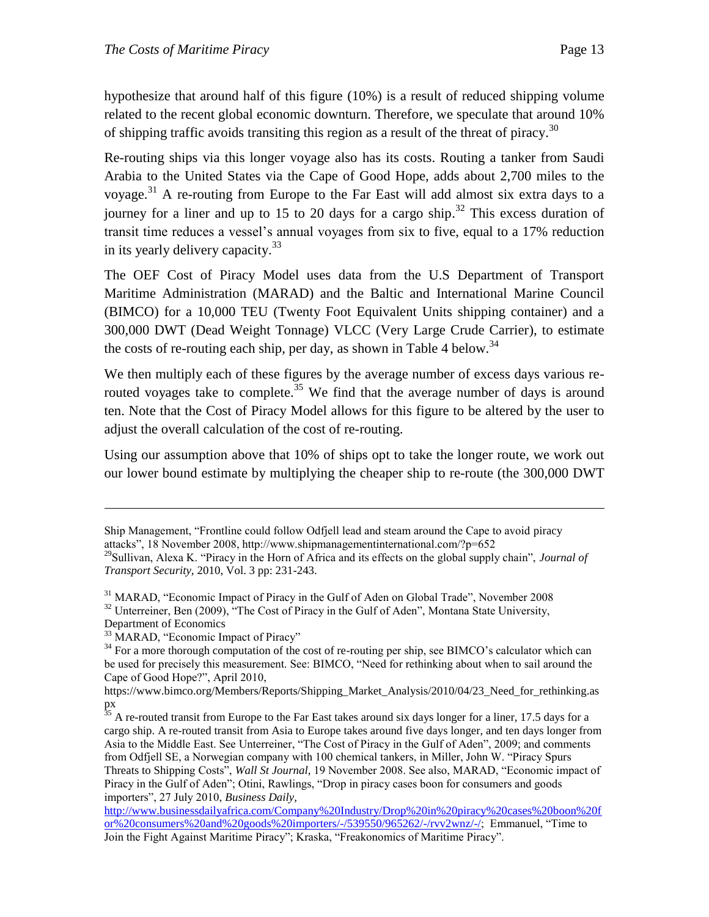hypothesize that around half of this figure (10%) is a result of reduced shipping volume related to the recent global economic downturn. Therefore, we speculate that around 10% of shipping traffic avoids transiting this region as a result of the threat of piracy.[30]

Re-routing ships via this longer voyage also has its costs. Routing a tanker from Saudi Arabia to the United States via the Cape of Good Hope, adds about 2,700 miles to the voyage.[31] A re-routing from Europe to the Far East will add almost six extra days to a journey for a liner and up to 15 to 20 days for a cargo ship.[32] This excess duration of transit time reduces a vessel's annual voyages from six to five, equal to a 17% reduction in its yearly delivery capacity.[33]

The OEF Cost of Piracy Model uses data from the U.S Department of Transport Maritime Administration (MARAD) and the Baltic and International Marine Council (BIMCO) for a 10,000 TEU (Twenty Foot Equivalent Units shipping container) and a 300,000 DWT (Dead Weight Tonnage) VLCC (Very Large Crude Carrier), to estimate the costs of re-routing each ship, per day, as shown in Table 4 below.[34]

We then multiply each of these figures by the average number of excess days various re-routed voyages take to complete.[35] We find that the average number of days is around ten. Note that the Cost of Piracy Model allows for this figure to be altered by the user to adjust the overall calculation of the cost of re-routing.

Using our assumption above that 10% of ships opt to take the longer route, we work out our lower bound estimate by multiplying the cheaper ship to re-route (the 300,000 DWT

---

Ship Management, "Frontline could follow Odfjell lead and steam around the Cape to avoid piracy attacks", 18 November 2008, http://www.shipmanagementinternational.com/?p=652

[29] Sullivan, Alexa K. "Piracy in the Horn of Africa and its effects on the global supply chain", *Journal of Transport Security,* 2010, Vol. 3 pp: 231-243.

[31] MARAD, "Economic Impact of Piracy in the Gulf of Aden on Global Trade", November 2008

[32] Unterreiner, Ben (2009), "The Cost of Piracy in the Gulf of Aden", Montana State University, Department of Economics

[33] MARAD, "Economic Impact of Piracy"

[34] For a more thorough computation of the cost of re-routing per ship, see BIMCO's calculator which can be used for precisely this measurement. See: BIMCO, "Need for rethinking about when to sail around the Cape of Good Hope?", April 2010, https://www.bimco.org/Members/Reports/Shipping_Market_Analysis/2010/04/23_Need_for_rethinking.aspx

[35] A re-routed transit from Europe to the Far East takes around six days longer for a liner, 17.5 days for a cargo ship. A re-routed transit from Asia to Europe takes around five days longer, and ten days longer from Asia to the Middle East. See Unterreiner, "The Cost of Piracy in the Gulf of Aden", 2009; and comments from Odfjell SE, a Norwegian company with 100 chemical tankers, in Miller, John W. "Piracy Spurs Threats to Shipping Costs", *Wall St Journal,* 19 November 2008. See also, MARAD, "Economic impact of Piracy in the Gulf of Aden"; Otini, Rawlings, "Drop in piracy cases boon for consumers and goods importers", 27 July 2010, *Business Daily,* http://www.businessdailyafrica.com/Company%20Industry/Drop%20in%20piracy%20cases%20boon%20for%20consumers%20and%20goods%20importers/-/539550/965262/-/rvv2wnz/-/; Emmanuel, "Time to Join the Fight Against Maritime Piracy"; Kraska, "Freakonomics of Maritime Piracy".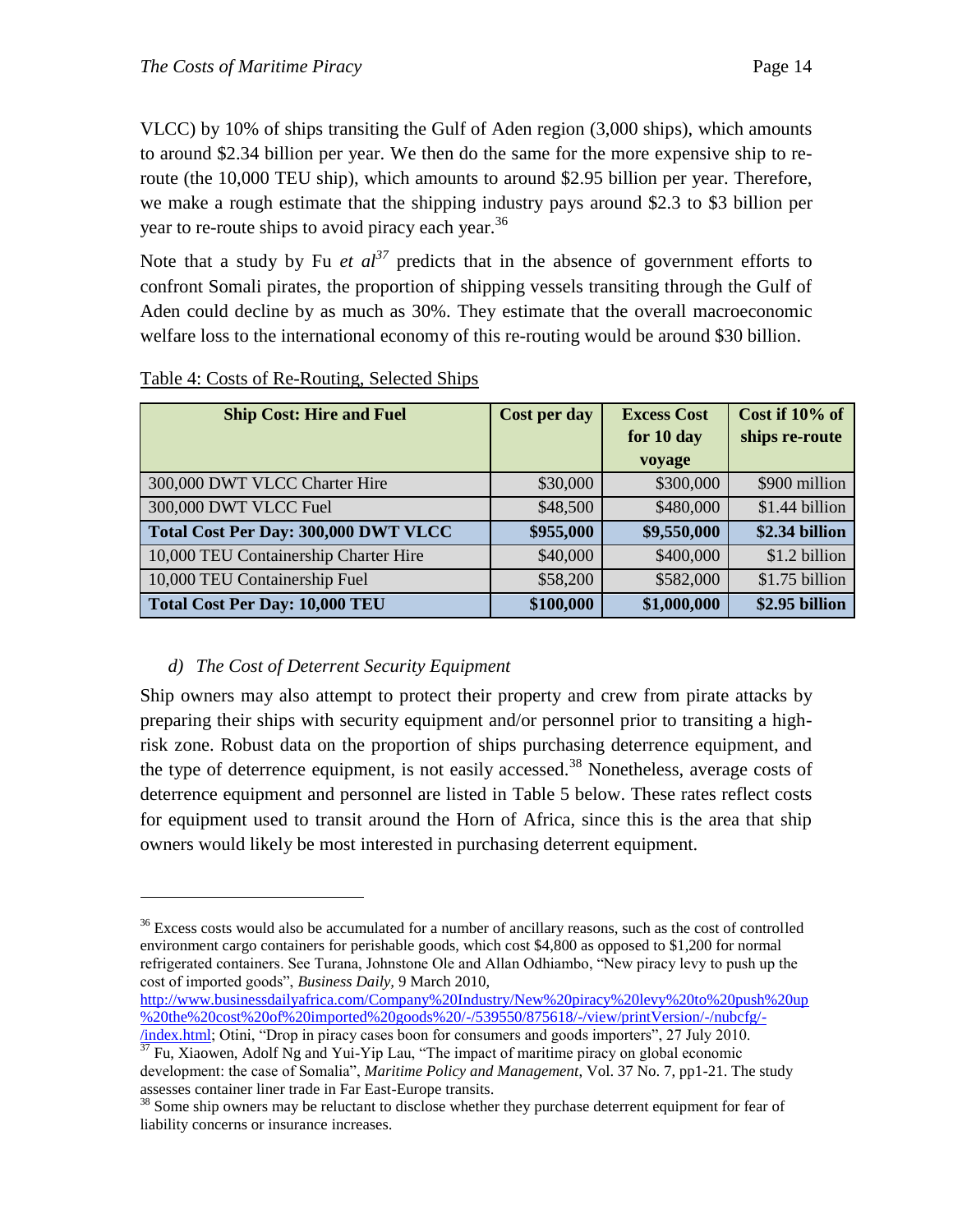VLCC) by 10% of ships transiting the Gulf of Aden region (3,000 ships), which amounts to around \$2.34 billion per year. We then do the same for the more expensive ship to re-route (the 10,000 TEU ship), which amounts to around \$2.95 billion per year. Therefore, we make a rough estimate that the shipping industry pays around \$2.3 to \$3 billion per year to re-route ships to avoid piracy each year.[36]

Note that a study by Fu *et al*[37] predicts that in the absence of government efforts to confront Somali pirates, the proportion of shipping vessels transiting through the Gulf of Aden could decline by as much as 30%. They estimate that the overall macroeconomic welfare loss to the international economy of this re-routing would be around \$30 billion.

Table 4: Costs of Re-Routing, Selected Ships

| Ship Cost: Hire and Fuel | Cost per day | Excess Cost for 10 day voyage | Cost if 10% of ships re-route |
|---|---|---|---|
| 300,000 DWT VLCC Charter Hire | \$30,000 | \$300,000 | \$900 million |
| 300,000 DWT VLCC Fuel | \$48,500 | \$480,000 | \$1.44 billion |
| **Total Cost Per Day: 300,000 DWT VLCC** | **\$955,000** | **\$9,550,000** | **\$2.34 billion** |
| 10,000 TEU Containership Charter Hire | \$40,000 | \$400,000 | \$1.2 billion |
| 10,000 TEU Containership Fuel | \$58,200 | \$582,000 | \$1.75 billion |
| **Total Cost Per Day: 10,000 TEU** | **\$100,000** | **\$1,000,000** | **\$2.95 billion** |

### *d) The Cost of Deterrent Security Equipment*

Ship owners may also attempt to protect their property and crew from pirate attacks by preparing their ships with security equipment and/or personnel prior to transiting a high-risk zone. Robust data on the proportion of ships purchasing deterrence equipment, and the type of deterrence equipment, is not easily accessed.[38] Nonetheless, average costs of deterrence equipment and personnel are listed in Table 5 below. These rates reflect costs for equipment used to transit around the Horn of Africa, since this is the area that ship owners would likely be most interested in purchasing deterrent equipment.

---

[36] Excess costs would also be accumulated for a number of ancillary reasons, such as the cost of controlled environment cargo containers for perishable goods, which cost \$4,800 as opposed to \$1,200 for normal refrigerated containers. See Turana, Johnstone Ole and Allan Odhiambo, "New piracy levy to push up the cost of imported goods", *Business Daily,* 9 March 2010, http://www.businessdailyafrica.com/Company%20Industry/New%20piracy%20levy%20to%20push%20up%20the%20cost%20of%20imported%20goods%20/-/539550/875618/-/view/printVersion/-/nubcfg/-/index.html; Otini, "Drop in piracy cases boon for consumers and goods importers", 27 July 2010.

[37] Fu, Xiaowen, Adolf Ng and Yui-Yip Lau, "The impact of maritime piracy on global economic development: the case of Somalia", *Maritime Policy and Management*, Vol. 37 No. 7, pp1-21. The study assesses container liner trade in Far East-Europe transits.

[38] Some ship owners may be reluctant to disclose whether they purchase deterrent equipment for fear of liability concerns or insurance increases.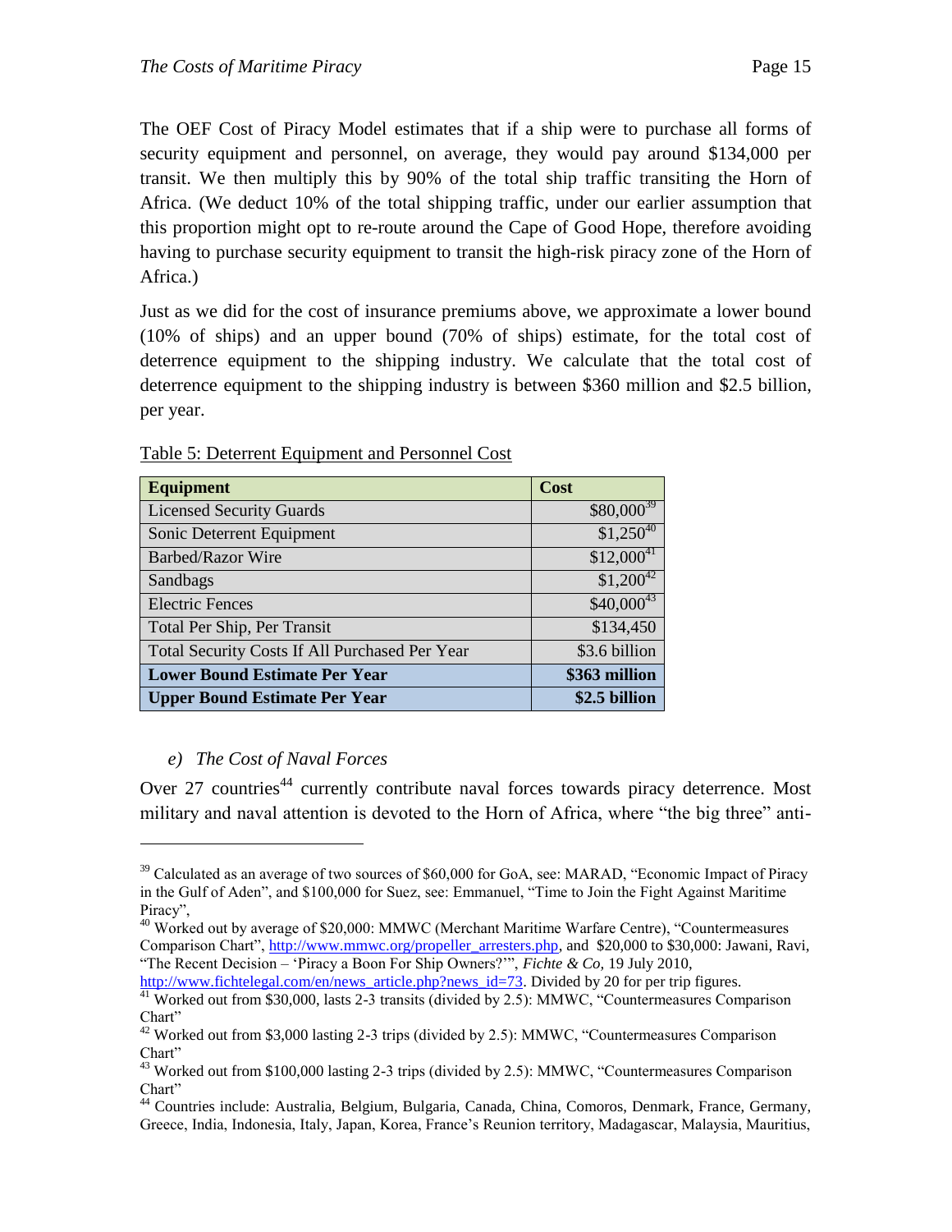The OEF Cost of Piracy Model estimates that if a ship were to purchase all forms of security equipment and personnel, on average, they would pay around $134,000 per transit. We then multiply this by 90% of the total ship traffic transiting the Horn of Africa. (We deduct 10% of the total shipping traffic, under our earlier assumption that this proportion might opt to re-route around the Cape of Good Hope, therefore avoiding having to purchase security equipment to transit the high-risk piracy zone of the Horn of Africa.)

Just as we did for the cost of insurance premiums above, we approximate a lower bound (10% of ships) and an upper bound (70% of ships) estimate, for the total cost of deterrence equipment to the shipping industry. We calculate that the total cost of deterrence equipment to the shipping industry is between $360 million and $2.5 billion, per year.

Table 5: Deterrent Equipment and Personnel Cost

| Equipment | Cost |
|---|---|
| Licensed Security Guards | $80,000[39] |
| Sonic Deterrent Equipment | $1,250[40] |
| Barbed/Razor Wire | $12,000[41] |
| Sandbags | $1,200[42] |
| Electric Fences | $40,000[43] |
| Total Per Ship, Per Transit | $134,450 |
| Total Security Costs If All Purchased Per Year | $3.6 billion |
| **Lower Bound Estimate Per Year** | **$363 million** |
| **Upper Bound Estimate Per Year** | **$2.5 billion** |

*e) The Cost of Naval Forces*

Over 27 countries[44] currently contribute naval forces towards piracy deterrence. Most military and naval attention is devoted to the Horn of Africa, where "the big three" anti-

---

[39] Calculated as an average of two sources of $60,000 for GoA, see: MARAD, "Economic Impact of Piracy in the Gulf of Aden", and $100,000 for Suez, see: Emmanuel, "Time to Join the Fight Against Maritime Piracy",

[40] Worked out by average of $20,000: MMWC (Merchant Maritime Warfare Centre), "Countermeasures Comparison Chart", http://www.mmwc.org/propeller_arresters.php, and $20,000 to $30,000: Jawani, Ravi, "The Recent Decision – 'Piracy a Boon For Ship Owners?'", *Fichte & Co,* 19 July 2010, http://www.fichtelegal.com/en/news_article.php?news_id=73. Divided by 20 for per trip figures.

[41] Worked out from $30,000, lasts 2-3 transits (divided by 2.5): MMWC, "Countermeasures Comparison Chart"

[42] Worked out from $3,000 lasting 2-3 trips (divided by 2.5): MMWC, "Countermeasures Comparison Chart"

[43] Worked out from $100,000 lasting 2-3 trips (divided by 2.5): MMWC, "Countermeasures Comparison Chart"

[44] Countries include: Australia, Belgium, Bulgaria, Canada, China, Comoros, Denmark, France, Germany, Greece, India, Indonesia, Italy, Japan, Korea, France's Reunion territory, Madagascar, Malaysia, Mauritius,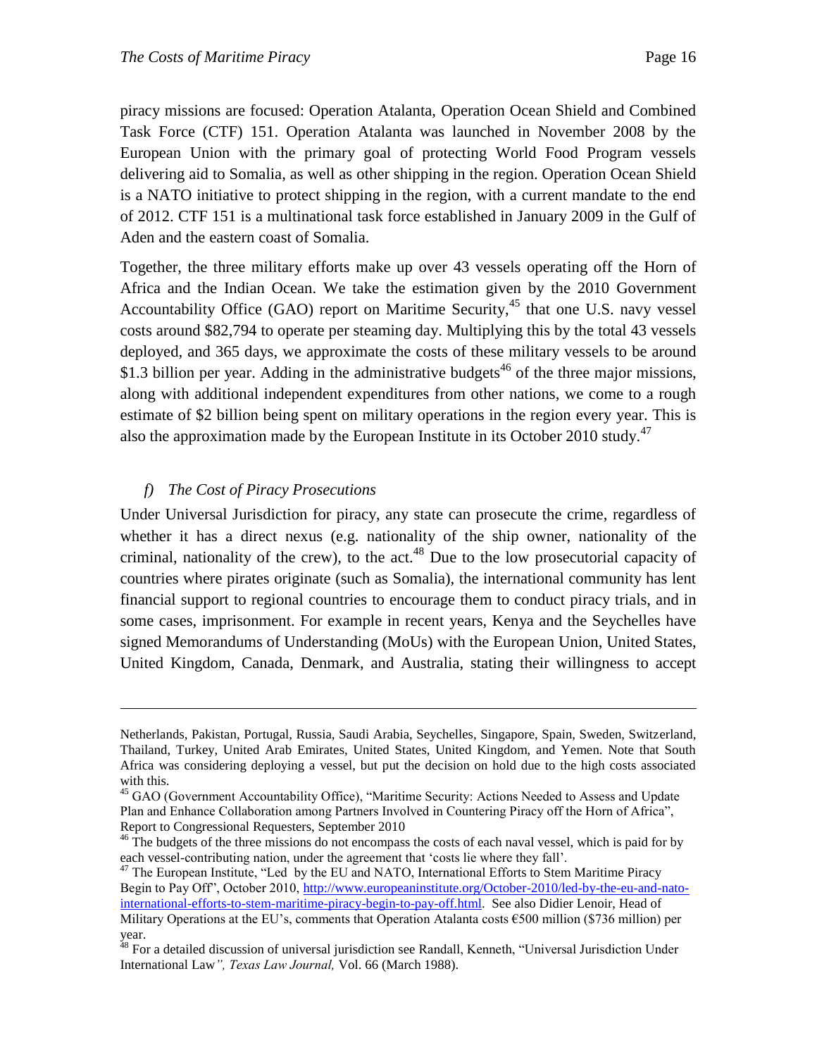piracy missions are focused: Operation Atalanta, Operation Ocean Shield and Combined Task Force (CTF) 151. Operation Atalanta was launched in November 2008 by the European Union with the primary goal of protecting World Food Program vessels delivering aid to Somalia, as well as other shipping in the region. Operation Ocean Shield is a NATO initiative to protect shipping in the region, with a current mandate to the end of 2012. CTF 151 is a multinational task force established in January 2009 in the Gulf of Aden and the eastern coast of Somalia.

Together, the three military efforts make up over 43 vessels operating off the Horn of Africa and the Indian Ocean. We take the estimation given by the 2010 Government Accountability Office (GAO) report on Maritime Security,[45] that one U.S. navy vessel costs around $82,794 to operate per steaming day. Multiplying this by the total 43 vessels deployed, and 365 days, we approximate the costs of these military vessels to be around $1.3 billion per year. Adding in the administrative budgets[46] of the three major missions, along with additional independent expenditures from other nations, we come to a rough estimate of $2 billion being spent on military operations in the region every year. This is also the approximation made by the European Institute in its October 2010 study.[47]

### f) *The Cost of Piracy Prosecutions*

Under Universal Jurisdiction for piracy, any state can prosecute the crime, regardless of whether it has a direct nexus (e.g. nationality of the ship owner, nationality of the criminal, nationality of the crew), to the act.[48] Due to the low prosecutorial capacity of countries where pirates originate (such as Somalia), the international community has lent financial support to regional countries to encourage them to conduct piracy trials, and in some cases, imprisonment. For example in recent years, Kenya and the Seychelles have signed Memorandums of Understanding (MoUs) with the European Union, United States, United Kingdom, Canada, Denmark, and Australia, stating their willingness to accept

---

Netherlands, Pakistan, Portugal, Russia, Saudi Arabia, Seychelles, Singapore, Spain, Sweden, Switzerland, Thailand, Turkey, United Arab Emirates, United States, United Kingdom, and Yemen. Note that South Africa was considering deploying a vessel, but put the decision on hold due to the high costs associated with this.

[45] GAO (Government Accountability Office), "Maritime Security: Actions Needed to Assess and Update Plan and Enhance Collaboration among Partners Involved in Countering Piracy off the Horn of Africa", Report to Congressional Requesters, September 2010

[46] The budgets of the three missions do not encompass the costs of each naval vessel, which is paid for by each vessel-contributing nation, under the agreement that 'costs lie where they fall'.

[47] The European Institute, "Led by the EU and NATO, International Efforts to Stem Maritime Piracy Begin to Pay Off", October 2010, http://www.europeaninstitute.org/October-2010/led-by-the-eu-and-nato-international-efforts-to-stem-maritime-piracy-begin-to-pay-off.html. See also Didier Lenoir, Head of Military Operations at the EU's, comments that Operation Atalanta costs €500 million ($736 million) per year.

[48] For a detailed discussion of universal jurisdiction see Randall, Kenneth, "Universal Jurisdiction Under International Law*", Texas Law Journal,* Vol. 66 (March 1988).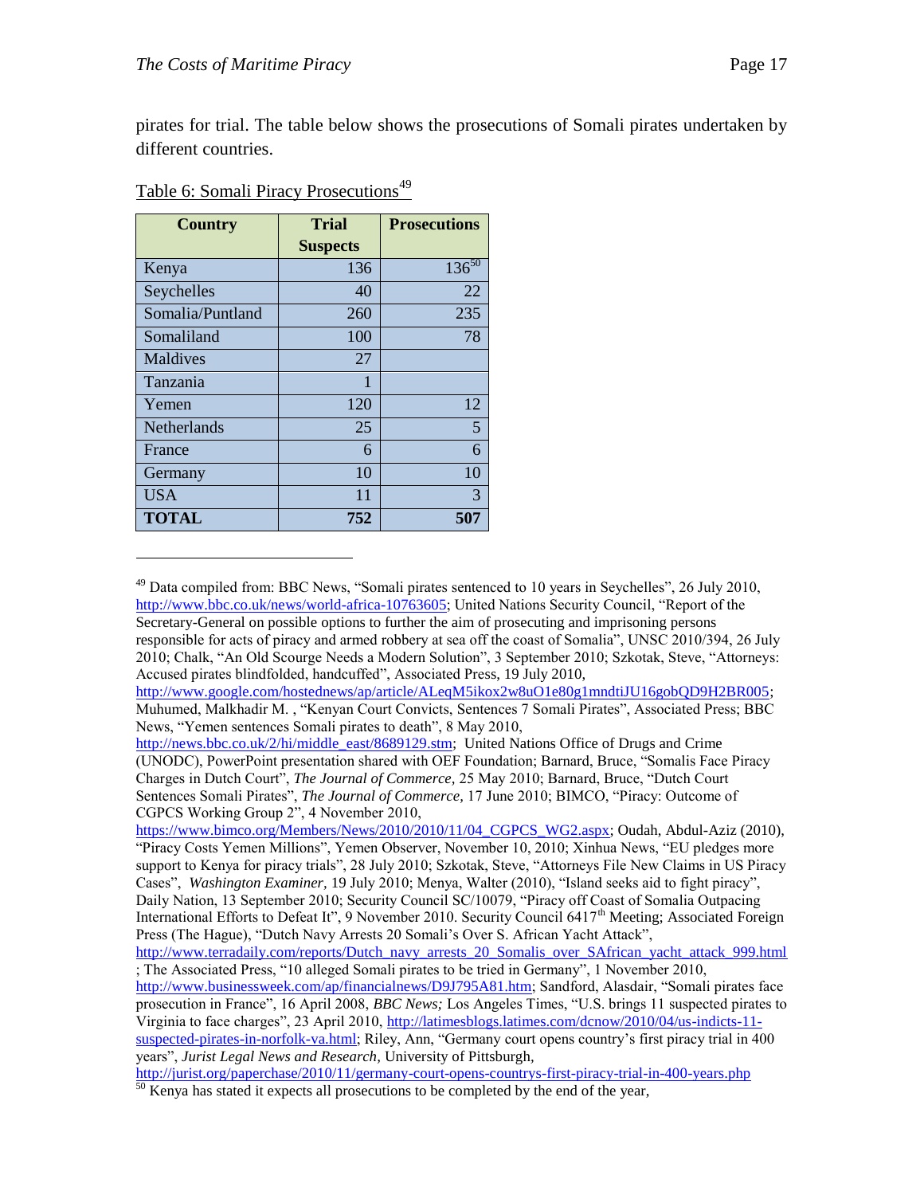pirates for trial. The table below shows the prosecutions of Somali pirates undertaken by different countries.

Table 6: Somali Piracy Prosecutions[49]

| Country | Trial Suspects | Prosecutions |
|---|---|---|
| Kenya | 136 | 136[50] |
| Seychelles | 40 | 22 |
| Somalia/Puntland | 260 | 235 |
| Somaliland | 100 | 78 |
| Maldives | 27 | |
| Tanzania | 1 | |
| Yemen | 120 | 12 |
| Netherlands | 25 | 5 |
| France | 6 | 6 |
| Germany | 10 | 10 |
| USA | 11 | 3 |
| **TOTAL** | **752** | **507** |

---

[49] Data compiled from: BBC News, "Somali pirates sentenced to 10 years in Seychelles", 26 July 2010, http://www.bbc.co.uk/news/world-africa-10763605; United Nations Security Council, "Report of the Secretary-General on possible options to further the aim of prosecuting and imprisoning persons responsible for acts of piracy and armed robbery at sea off the coast of Somalia", UNSC 2010/394, 26 July 2010; Chalk, "An Old Scourge Needs a Modern Solution", 3 September 2010; Szkotak, Steve, "Attorneys: Accused pirates blindfolded, handcuffed", Associated Press, 19 July 2010, http://www.google.com/hostednews/ap/article/ALeqM5ikox2w8uO1e80g1mndtiJU16gobQD9H2BR005; Muhumed, Malkhadir M. , "Kenyan Court Convicts, Sentences 7 Somali Pirates", Associated Press; BBC News, "Yemen sentences Somali pirates to death", 8 May 2010, http://news.bbc.co.uk/2/hi/middle_east/8689129.stm; United Nations Office of Drugs and Crime (UNODC), PowerPoint presentation shared with OEF Foundation; Barnard, Bruce, "Somalis Face Piracy Charges in Dutch Court", *The Journal of Commerce,* 25 May 2010; Barnard, Bruce, "Dutch Court Sentences Somali Pirates", *The Journal of Commerce,* 17 June 2010; BIMCO, "Piracy: Outcome of CGPCS Working Group 2", 4 November 2010, https://www.bimco.org/Members/News/2010/2010/11/04_CGPCS_WG2.aspx; Oudah, Abdul-Aziz (2010), "Piracy Costs Yemen Millions", Yemen Observer, November 10, 2010; Xinhua News, "EU pledges more support to Kenya for piracy trials", 28 July 2010; Szkotak, Steve, "Attorneys File New Claims in US Piracy Cases", *Washington Examiner,* 19 July 2010; Menya, Walter (2010), "Island seeks aid to fight piracy", Daily Nation, 13 September 2010; Security Council SC/10079, "Piracy off Coast of Somalia Outpacing International Efforts to Defeat It", 9 November 2010. Security Council 6417th Meeting; Associated Foreign Press (The Hague), "Dutch Navy Arrests 20 Somali's Over S. African Yacht Attack", http://www.terradaily.com/reports/Dutch_navy_arrests_20_Somalis_over_SAfrican_yacht_attack_999.html ; The Associated Press, "10 alleged Somali pirates to be tried in Germany", 1 November 2010, http://www.businessweek.com/ap/financialnews/D9J795A81.htm; Sandford, Alasdair, "Somali pirates face prosecution in France", 16 April 2008, *BBC News;* Los Angeles Times, "U.S. brings 11 suspected pirates to Virginia to face charges", 23 April 2010, http://latimesblogs.latimes.com/dcnow/2010/04/us-indicts-11-suspected-pirates-in-norfolk-va.html; Riley, Ann, "Germany court opens country's first piracy trial in 400 years", *Jurist Legal News and Research,* University of Pittsburgh, http://jurist.org/paperchase/2010/11/germany-court-opens-countrys-first-piracy-trial-in-400-years.php

[50] Kenya has stated it expects all prosecutions to be completed by the end of the year,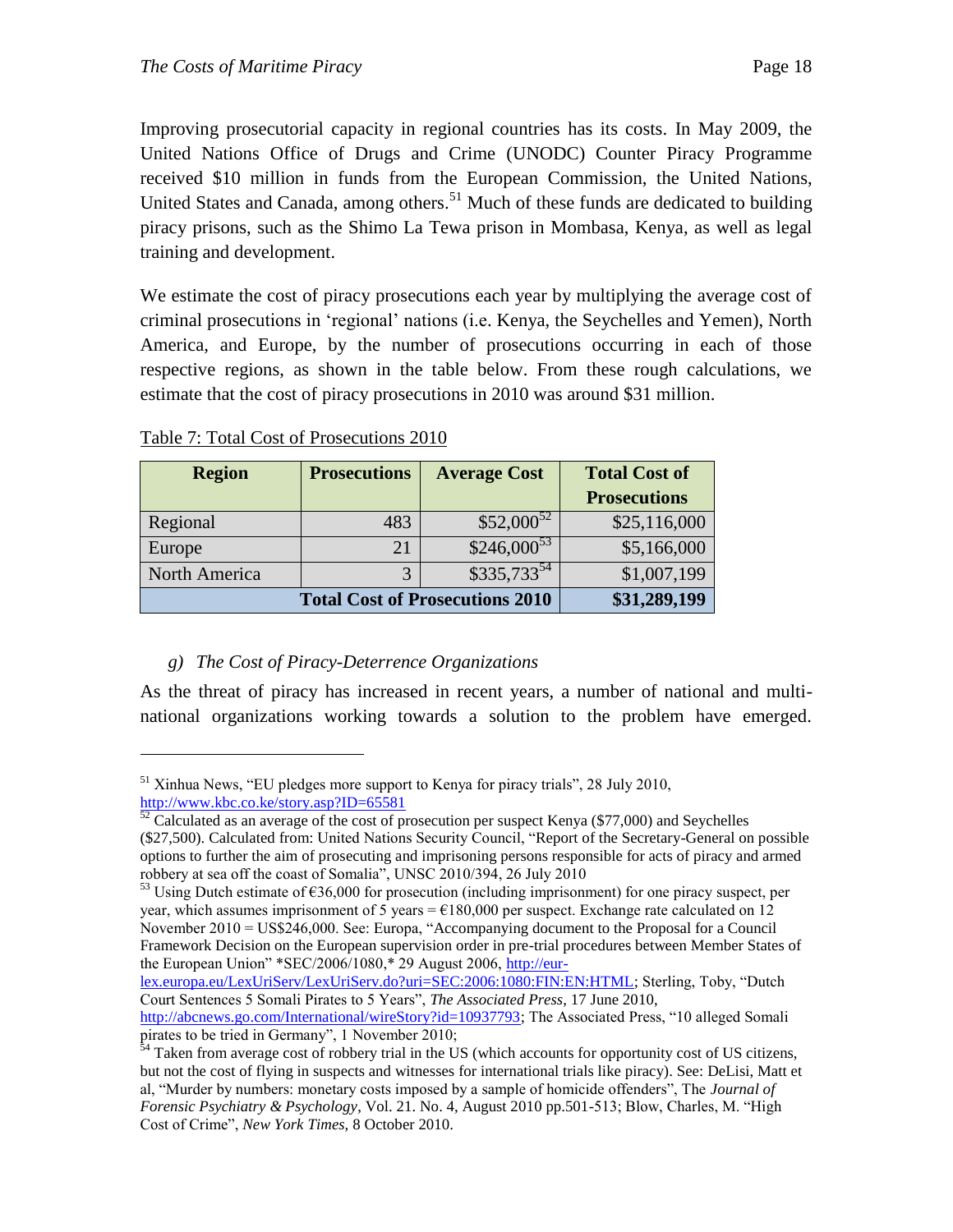Improving prosecutorial capacity in regional countries has its costs. In May 2009, the United Nations Office of Drugs and Crime (UNODC) Counter Piracy Programme received \$10 million in funds from the European Commission, the United Nations, United States and Canada, among others.[51] Much of these funds are dedicated to building piracy prisons, such as the Shimo La Tewa prison in Mombasa, Kenya, as well as legal training and development.

We estimate the cost of piracy prosecutions each year by multiplying the average cost of criminal prosecutions in 'regional' nations (i.e. Kenya, the Seychelles and Yemen), North America, and Europe, by the number of prosecutions occurring in each of those respective regions, as shown in the table below. From these rough calculations, we estimate that the cost of piracy prosecutions in 2010 was around \$31 million.

Table 7: Total Cost of Prosecutions 2010

| Region | Prosecutions | Average Cost | Total Cost of Prosecutions |
|---|---|---|---|
| Regional | 483 | \$52,000[52] | \$25,116,000 |
| Europe | 21 | \$246,000[53] | \$5,166,000 |
| North America | 3 | \$335,733[54] | \$1,007,199 |
| | | **Total Cost of Prosecutions 2010** | **\$31,289,199** |

### g) *The Cost of Piracy-Deterrence Organizations*

As the threat of piracy has increased in recent years, a number of national and multi-national organizations working towards a solution to the problem have emerged.

---

[51] Xinhua News, "EU pledges more support to Kenya for piracy trials", 28 July 2010, http://www.kbc.co.ke/story.asp?ID=65581

[52] Calculated as an average of the cost of prosecution per suspect Kenya (\$77,000) and Seychelles (\$27,500). Calculated from: United Nations Security Council, "Report of the Secretary-General on possible options to further the aim of prosecuting and imprisoning persons responsible for acts of piracy and armed robbery at sea off the coast of Somalia", UNSC 2010/394, 26 July 2010

[53] Using Dutch estimate of €36,000 for prosecution (including imprisonment) for one piracy suspect, per year, which assumes imprisonment of 5 years = €180,000 per suspect. Exchange rate calculated on 12 November 2010 = US\$246,000. See: Europa, "Accompanying document to the Proposal for a Council Framework Decision on the European supervision order in pre-trial procedures between Member States of the European Union" *SEC/2006/1080,* 29 August 2006, http://eur-lex.europa.eu/LexUriServ/LexUriServ.do?uri=SEC:2006:1080:FIN:EN:HTML; Sterling, Toby, "Dutch Court Sentences 5 Somali Pirates to 5 Years", *The Associated Press*, 17 June 2010, http://abcnews.go.com/International/wireStory?id=10937793; The Associated Press, "10 alleged Somali pirates to be tried in Germany", 1 November 2010;

[54] Taken from average cost of robbery trial in the US (which accounts for opportunity cost of US citizens, but not the cost of flying in suspects and witnesses for international trials like piracy). See: DeLisi, Matt et al, "Murder by numbers: monetary costs imposed by a sample of homicide offenders", The *Journal of Forensic Psychiatry & Psychology*, Vol. 21. No. 4, August 2010 pp.501-513; Blow, Charles, M. "High Cost of Crime", *New York Times*, 8 October 2010.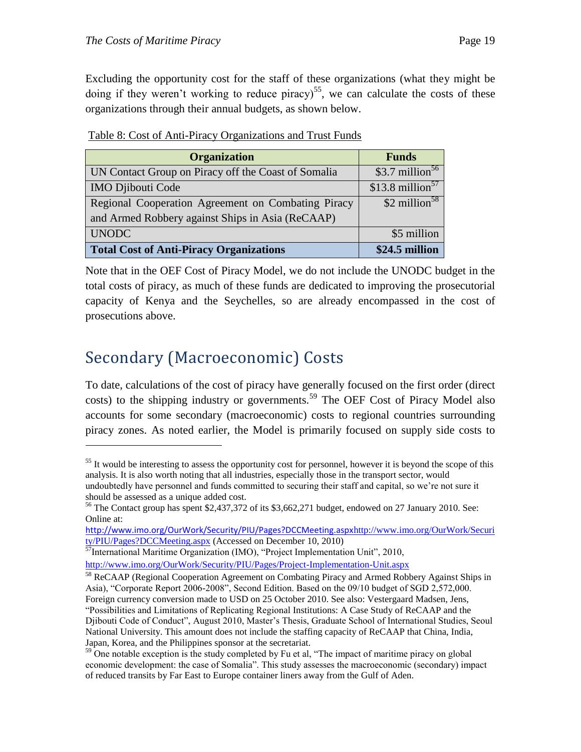Excluding the opportunity cost for the staff of these organizations (what they might be doing if they weren't working to reduce piracy)[55], we can calculate the costs of these organizations through their annual budgets, as shown below.

Table 8: Cost of Anti-Piracy Organizations and Trust Funds

| Organization | Funds |
|---|---|
| UN Contact Group on Piracy off the Coast of Somalia | $3.7 million[56] |
| IMO Djibouti Code | $13.8 million[57] |
| Regional Cooperation Agreement on Combating Piracy and Armed Robbery against Ships in Asia (ReCAAP) | $2 million[58] |
| UNODC | $5 million |
| **Total Cost of Anti-Piracy Organizations** | **$24.5 million** |

Note that in the OEF Cost of Piracy Model, we do not include the UNODC budget in the total costs of piracy, as much of these funds are dedicated to improving the prosecutorial capacity of Kenya and the Seychelles, so are already encompassed in the cost of prosecutions above.

## Secondary (Macroeconomic) Costs

To date, calculations of the cost of piracy have generally focused on the first order (direct costs) to the shipping industry or governments.[59] The OEF Cost of Piracy Model also accounts for some secondary (macroeconomic) costs to regional countries surrounding piracy zones. As noted earlier, the Model is primarily focused on supply side costs to

---

[55] It would be interesting to assess the opportunity cost for personnel, however it is beyond the scope of this analysis. It is also worth noting that all industries, especially those in the transport sector, would undoubtedly have personnel and funds committed to securing their staff and capital, so we're not sure it should be assessed as a unique added cost.

[56] The Contact group has spent $2,437,372 of its $3,662,271 budget, endowed on 27 January 2010. See: Online at: http://www.imo.org/OurWork/Security/PIU/Pages?DCCMeeting.aspxhttp://www.imo.org/OurWork/Security/PIU/Pages?DCCMeeting.aspx (Accessed on December 10, 2010)

[57] International Maritime Organization (IMO), "Project Implementation Unit", 2010, http://www.imo.org/OurWork/Security/PIU/Pages/Project-Implementation-Unit.aspx

[58] ReCAAP (Regional Cooperation Agreement on Combating Piracy and Armed Robbery Against Ships in Asia), "Corporate Report 2006-2008", Second Edition. Based on the 09/10 budget of SGD 2,572,000. Foreign currency conversion made to USD on 25 October 2010. See also: Vestergaard Madsen, Jens, "Possibilities and Limitations of Replicating Regional Institutions: A Case Study of ReCAAP and the Djibouti Code of Conduct", August 2010, Master's Thesis, Graduate School of International Studies, Seoul National University. This amount does not include the staffing capacity of ReCAAP that China, India, Japan, Korea, and the Philippines sponsor at the secretariat.

[59] One notable exception is the study completed by Fu et al, "The impact of maritime piracy on global economic development: the case of Somalia". This study assesses the macroeconomic (secondary) impact of reduced transits by Far East to Europe container liners away from the Gulf of Aden.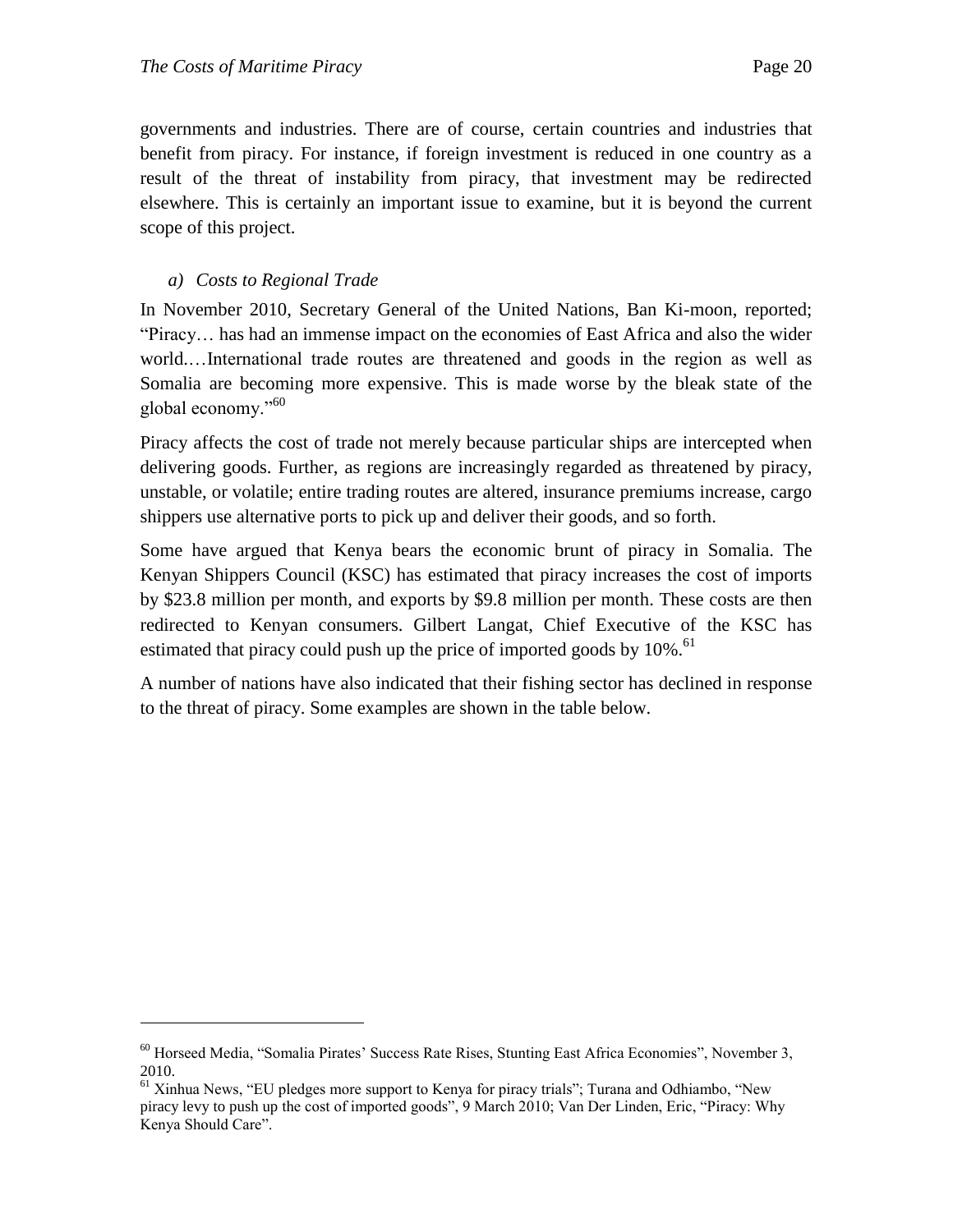governments and industries. There are of course, certain countries and industries that benefit from piracy. For instance, if foreign investment is reduced in one country as a result of the threat of instability from piracy, that investment may be redirected elsewhere. This is certainly an important issue to examine, but it is beyond the current scope of this project.

### *a) Costs to Regional Trade*

In November 2010, Secretary General of the United Nations, Ban Ki-moon, reported; "Piracy… has had an immense impact on the economies of East Africa and also the wider world.…International trade routes are threatened and goods in the region as well as Somalia are becoming more expensive. This is made worse by the bleak state of the global economy."[60]

Piracy affects the cost of trade not merely because particular ships are intercepted when delivering goods. Further, as regions are increasingly regarded as threatened by piracy, unstable, or volatile; entire trading routes are altered, insurance premiums increase, cargo shippers use alternative ports to pick up and deliver their goods, and so forth.

Some have argued that Kenya bears the economic brunt of piracy in Somalia. The Kenyan Shippers Council (KSC) has estimated that piracy increases the cost of imports by $23.8 million per month, and exports by $9.8 million per month. These costs are then redirected to Kenyan consumers. Gilbert Langat, Chief Executive of the KSC has estimated that piracy could push up the price of imported goods by 10%.[61]

A number of nations have also indicated that their fishing sector has declined in response to the threat of piracy. Some examples are shown in the table below.

---

[60] Horseed Media, "Somalia Pirates' Success Rate Rises, Stunting East Africa Economies", November 3, 2010.

[61] Xinhua News, "EU pledges more support to Kenya for piracy trials"; Turana and Odhiambo, "New piracy levy to push up the cost of imported goods", 9 March 2010; Van Der Linden, Eric, "Piracy: Why Kenya Should Care".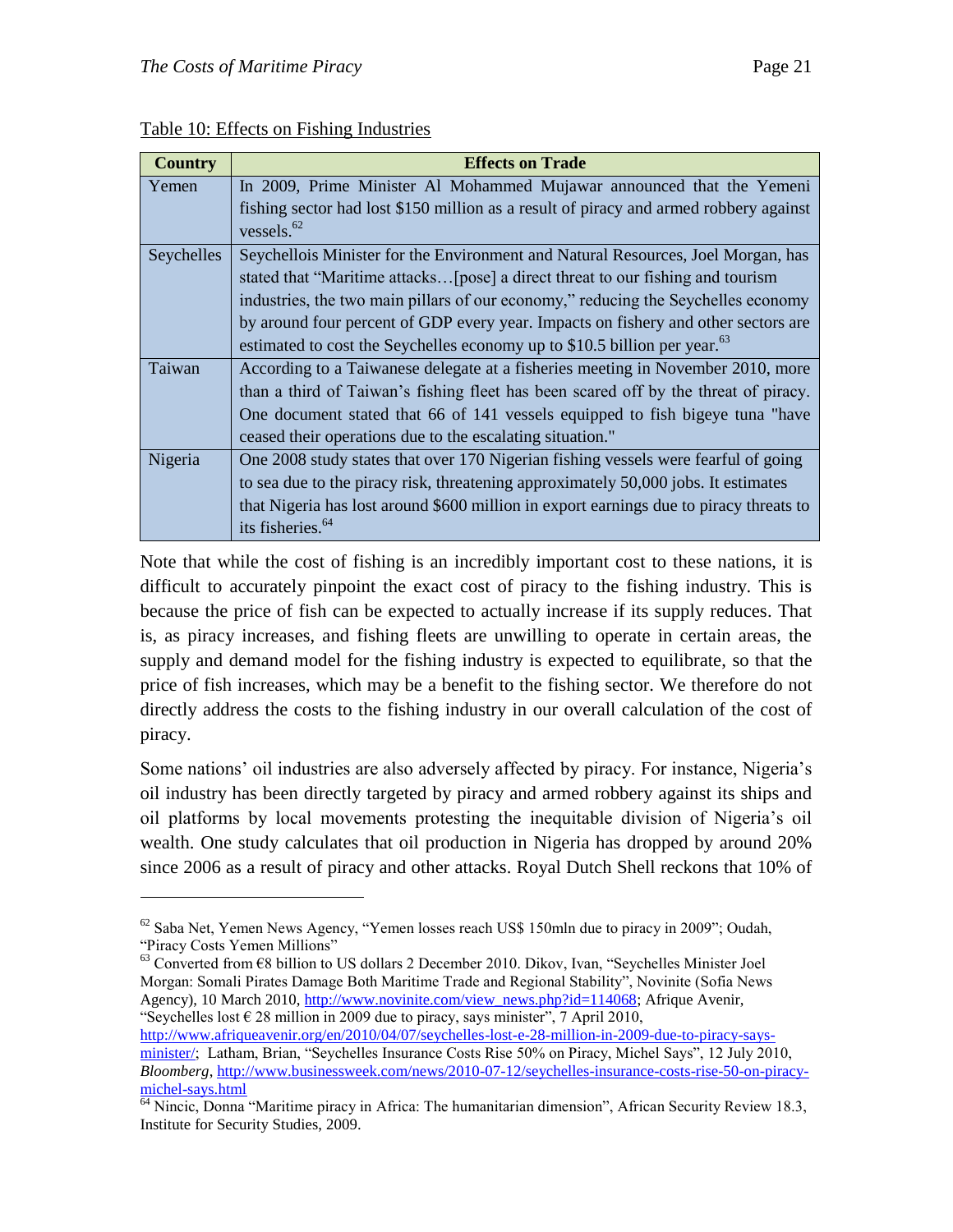Table 10: Effects on Fishing Industries

| Country | Effects on Trade |
|---|---|
| Yemen | In 2009, Prime Minister Al Mohammed Mujawar announced that the Yemeni fishing sector had lost $150 million as a result of piracy and armed robbery against vessels.[62] |
| Seychelles | Seychellois Minister for the Environment and Natural Resources, Joel Morgan, has stated that "Maritime attacks…[pose] a direct threat to our fishing and tourism industries, the two main pillars of our economy," reducing the Seychelles economy by around four percent of GDP every year. Impacts on fishery and other sectors are estimated to cost the Seychelles economy up to $10.5 billion per year.[63] |
| Taiwan | According to a Taiwanese delegate at a fisheries meeting in November 2010, more than a third of Taiwan's fishing fleet has been scared off by the threat of piracy. One document stated that 66 of 141 vessels equipped to fish bigeye tuna "have ceased their operations due to the escalating situation." |
| Nigeria | One 2008 study states that over 170 Nigerian fishing vessels were fearful of going to sea due to the piracy risk, threatening approximately 50,000 jobs. It estimates that Nigeria has lost around $600 million in export earnings due to piracy threats to its fisheries.[64] |

Note that while the cost of fishing is an incredibly important cost to these nations, it is difficult to accurately pinpoint the exact cost of piracy to the fishing industry. This is because the price of fish can be expected to actually increase if its supply reduces. That is, as piracy increases, and fishing fleets are unwilling to operate in certain areas, the supply and demand model for the fishing industry is expected to equilibrate, so that the price of fish increases, which may be a benefit to the fishing sector. We therefore do not directly address the costs to the fishing industry in our overall calculation of the cost of piracy.

Some nations' oil industries are also adversely affected by piracy. For instance, Nigeria's oil industry has been directly targeted by piracy and armed robbery against its ships and oil platforms by local movements protesting the inequitable division of Nigeria's oil wealth. One study calculates that oil production in Nigeria has dropped by around 20% since 2006 as a result of piracy and other attacks. Royal Dutch Shell reckons that 10% of

---

[62] Saba Net, Yemen News Agency, "Yemen losses reach US$ 150mln due to piracy in 2009"; Oudah, "Piracy Costs Yemen Millions"

[63] Converted from €8 billion to US dollars 2 December 2010. Dikov, Ivan, "Seychelles Minister Joel Morgan: Somali Pirates Damage Both Maritime Trade and Regional Stability", Novinite (Sofia News Agency), 10 March 2010, http://www.novinite.com/view_news.php?id=114068; Afrique Avenir, "Seychelles lost € 28 million in 2009 due to piracy, says minister", 7 April 2010, http://www.afriqueavenir.org/en/2010/04/07/seychelles-lost-e-28-million-in-2009-due-to-piracy-says-minister/; Latham, Brian, "Seychelles Insurance Costs Rise 50% on Piracy, Michel Says", 12 July 2010, *Bloomberg*, http://www.businessweek.com/news/2010-07-12/seychelles-insurance-costs-rise-50-on-piracy-michel-says.html

[64] Nincic, Donna "Maritime piracy in Africa: The humanitarian dimension", African Security Review 18.3, Institute for Security Studies, 2009.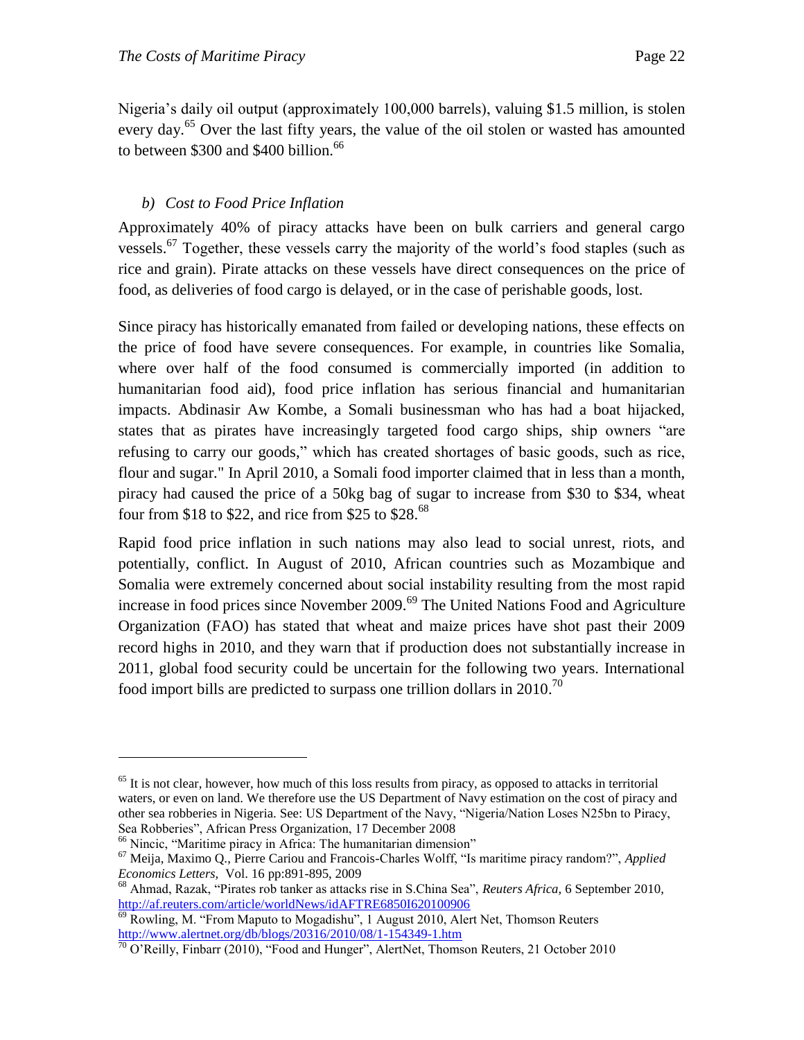Nigeria's daily oil output (approximately 100,000 barrels), valuing $1.5 million, is stolen every day.[65] Over the last fifty years, the value of the oil stolen or wasted has amounted to between $300 and $400 billion.[66]

### *b) Cost to Food Price Inflation*

Approximately 40% of piracy attacks have been on bulk carriers and general cargo vessels.[67] Together, these vessels carry the majority of the world's food staples (such as rice and grain). Pirate attacks on these vessels have direct consequences on the price of food, as deliveries of food cargo is delayed, or in the case of perishable goods, lost.

Since piracy has historically emanated from failed or developing nations, these effects on the price of food have severe consequences. For example, in countries like Somalia, where over half of the food consumed is commercially imported (in addition to humanitarian food aid), food price inflation has serious financial and humanitarian impacts. Abdinasir Aw Kombe, a Somali businessman who has had a boat hijacked, states that as pirates have increasingly targeted food cargo ships, ship owners "are refusing to carry our goods," which has created shortages of basic goods, such as rice, flour and sugar." In April 2010, a Somali food importer claimed that in less than a month, piracy had caused the price of a 50kg bag of sugar to increase from $30 to $34, wheat four from $18 to $22, and rice from $25 to $28.[68]

Rapid food price inflation in such nations may also lead to social unrest, riots, and potentially, conflict. In August of 2010, African countries such as Mozambique and Somalia were extremely concerned about social instability resulting from the most rapid increase in food prices since November 2009.[69] The United Nations Food and Agriculture Organization (FAO) has stated that wheat and maize prices have shot past their 2009 record highs in 2010, and they warn that if production does not substantially increase in 2011, global food security could be uncertain for the following two years. International food import bills are predicted to surpass one trillion dollars in 2010.[70]

---

[65] It is not clear, however, how much of this loss results from piracy, as opposed to attacks in territorial waters, or even on land. We therefore use the US Department of Navy estimation on the cost of piracy and other sea robberies in Nigeria. See: US Department of the Navy, "Nigeria/Nation Loses N25bn to Piracy, Sea Robberies", African Press Organization, 17 December 2008

[66] Nincic, "Maritime piracy in Africa: The humanitarian dimension"

[67] Meija, Maximo Q., Pierre Cariou and Francois-Charles Wolff, "Is maritime piracy random?", *Applied Economics Letters,* Vol. 16 pp:891-895, 2009

[68] Ahmad, Razak, "Pirates rob tanker as attacks rise in S.China Sea", *Reuters Africa,* 6 September 2010, http://af.reuters.com/article/worldNews/idAFTRE6850I620100906

[69] Rowling, M. "From Maputo to Mogadishu", 1 August 2010, Alert Net, Thomson Reuters http://www.alertnet.org/db/blogs/20316/2010/08/1-154349-1.htm

[70] O'Reilly, Finbarr (2010), "Food and Hunger", AlertNet, Thomson Reuters, 21 October 2010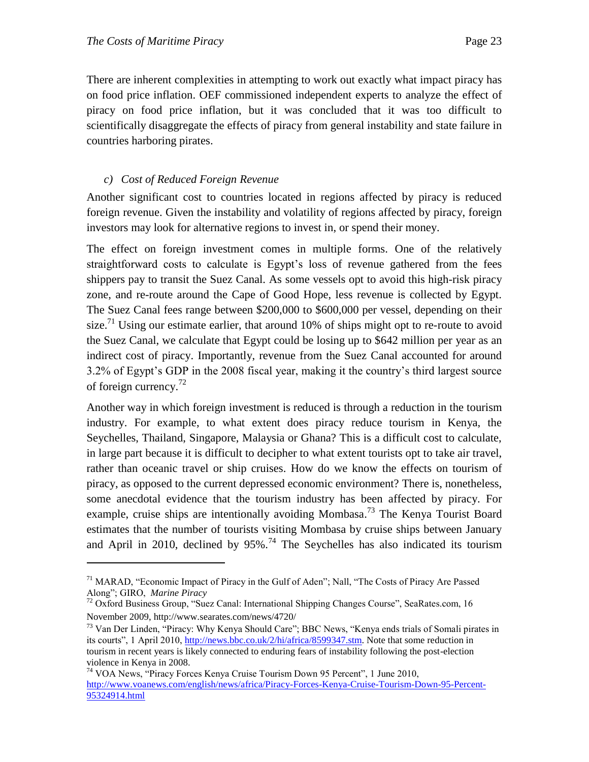There are inherent complexities in attempting to work out exactly what impact piracy has on food price inflation. OEF commissioned independent experts to analyze the effect of piracy on food price inflation, but it was concluded that it was too difficult to scientifically disaggregate the effects of piracy from general instability and state failure in countries harboring pirates.

### *c) Cost of Reduced Foreign Revenue*

Another significant cost to countries located in regions affected by piracy is reduced foreign revenue. Given the instability and volatility of regions affected by piracy, foreign investors may look for alternative regions to invest in, or spend their money.

The effect on foreign investment comes in multiple forms. One of the relatively straightforward costs to calculate is Egypt's loss of revenue gathered from the fees shippers pay to transit the Suez Canal. As some vessels opt to avoid this high-risk piracy zone, and re-route around the Cape of Good Hope, less revenue is collected by Egypt. The Suez Canal fees range between \$200,000 to \$600,000 per vessel, depending on their size.[71] Using our estimate earlier, that around 10% of ships might opt to re-route to avoid the Suez Canal, we calculate that Egypt could be losing up to \$642 million per year as an indirect cost of piracy. Importantly, revenue from the Suez Canal accounted for around 3.2% of Egypt's GDP in the 2008 fiscal year, making it the country's third largest source of foreign currency.[72]

Another way in which foreign investment is reduced is through a reduction in the tourism industry. For example, to what extent does piracy reduce tourism in Kenya, the Seychelles, Thailand, Singapore, Malaysia or Ghana? This is a difficult cost to calculate, in large part because it is difficult to decipher to what extent tourists opt to take air travel, rather than oceanic travel or ship cruises. How do we know the effects on tourism of piracy, as opposed to the current depressed economic environment? There is, nonetheless, some anecdotal evidence that the tourism industry has been affected by piracy. For example, cruise ships are intentionally avoiding Mombasa.[73] The Kenya Tourist Board estimates that the number of tourists visiting Mombasa by cruise ships between January and April in 2010, declined by 95%.[74] The Seychelles has also indicated its tourism

---

[71] MARAD, "Economic Impact of Piracy in the Gulf of Aden"; Nall, "The Costs of Piracy Are Passed Along"; GIRO, *Marine Piracy*

[72] Oxford Business Group, "Suez Canal: International Shipping Changes Course", SeaRates.com, 16 November 2009, http://www.searates.com/news/4720/

[73] Van Der Linden, "Piracy: Why Kenya Should Care"; BBC News, "Kenya ends trials of Somali pirates in its courts", 1 April 2010, http://news.bbc.co.uk/2/hi/africa/8599347.stm. Note that some reduction in tourism in recent years is likely connected to enduring fears of instability following the post-election violence in Kenya in 2008.

[74] VOA News, "Piracy Forces Kenya Cruise Tourism Down 95 Percent", 1 June 2010, http://www.voanews.com/english/news/africa/Piracy-Forces-Kenya-Cruise-Tourism-Down-95-Percent-95324914.html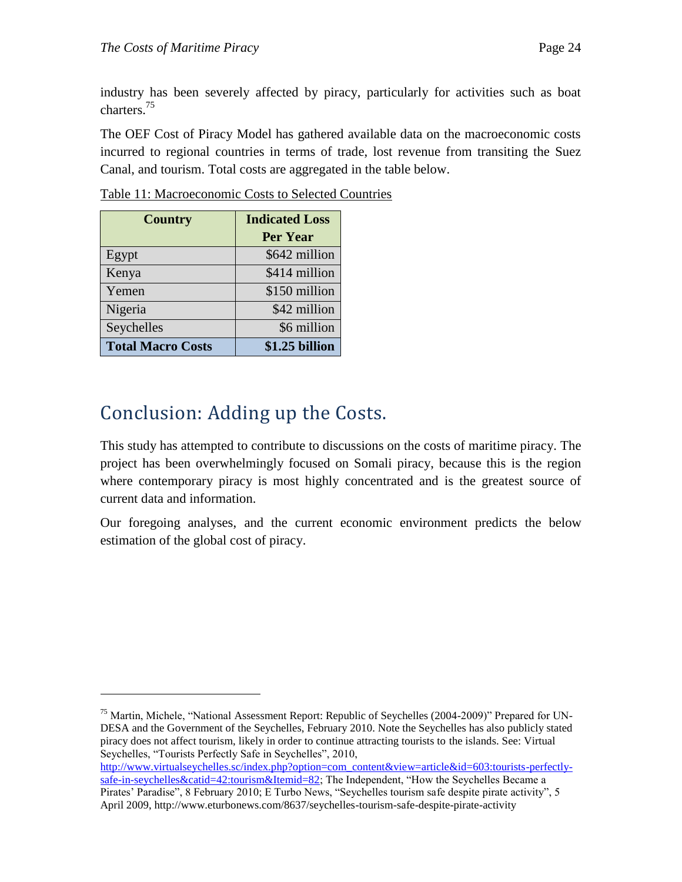industry has been severely affected by piracy, particularly for activities such as boat charters.[75]

The OEF Cost of Piracy Model has gathered available data on the macroeconomic costs incurred to regional countries in terms of trade, lost revenue from transiting the Suez Canal, and tourism. Total costs are aggregated in the table below.

Table 11: Macroeconomic Costs to Selected Countries

| Country | Indicated Loss Per Year |
|---|---|
| Egypt | $642 million |
| Kenya | $414 million |
| Yemen | $150 million |
| Nigeria | $42 million |
| Seychelles | $6 million |
| **Total Macro Costs** | **$1.25 billion** |

## Conclusion: Adding up the Costs.

This study has attempted to contribute to discussions on the costs of maritime piracy. The project has been overwhelmingly focused on Somali piracy, because this is the region where contemporary piracy is most highly concentrated and is the greatest source of current data and information.

Our foregoing analyses, and the current economic environment predicts the below estimation of the global cost of piracy.

---

[75] Martin, Michele, "National Assessment Report: Republic of Seychelles (2004-2009)" Prepared for UN-DESA and the Government of the Seychelles, February 2010. Note the Seychelles has also publicly stated piracy does not affect tourism, likely in order to continue attracting tourists to the islands. See: Virtual Seychelles, "Tourists Perfectly Safe in Seychelles", 2010, http://www.virtualseychelles.sc/index.php?option=com_content&view=article&id=603:tourists-perfectly-safe-in-seychelles&catid=42:tourism&Itemid=82; The Independent, "How the Seychelles Became a Pirates' Paradise", 8 February 2010; E Turbo News, "Seychelles tourism safe despite pirate activity", 5 April 2009, http://www.eturbonews.com/8637/seychelles-tourism-safe-despite-pirate-activity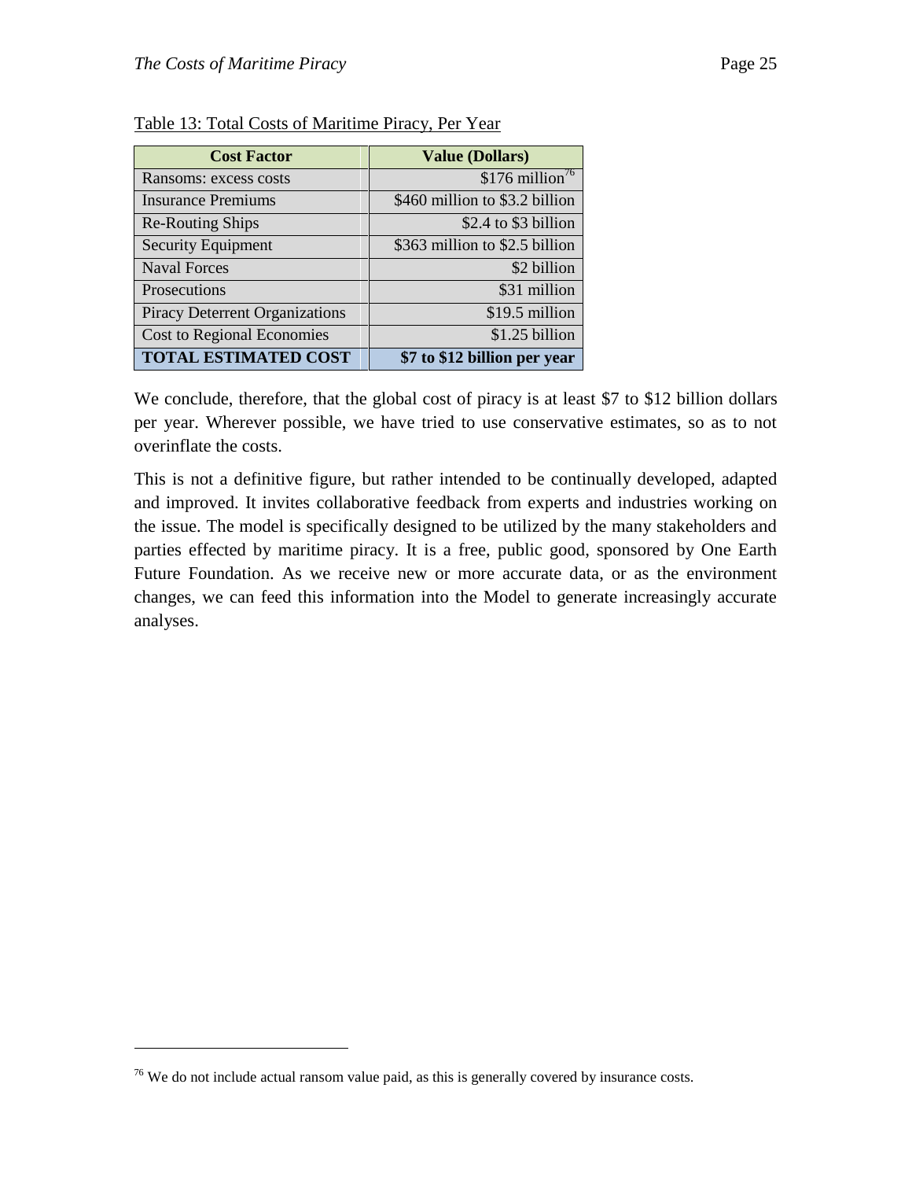Table 13: Total Costs of Maritime Piracy, Per Year

| Cost Factor | Value (Dollars) |
| --- | --- |
| Ransoms: excess costs | $176 million[76] |
| Insurance Premiums | $460 million to $3.2 billion |
| Re-Routing Ships | $2.4 to $3 billion |
| Security Equipment | $363 million to $2.5 billion |
| Naval Forces | $2 billion |
| Prosecutions | $31 million |
| Piracy Deterrent Organizations | $19.5 million |
| Cost to Regional Economies | $1.25 billion |
| **TOTAL ESTIMATED COST** | **$7 to $12 billion per year** |

We conclude, therefore, that the global cost of piracy is at least $7 to $12 billion dollars per year. Wherever possible, we have tried to use conservative estimates, so as to not overinflate the costs.

This is not a definitive figure, but rather intended to be continually developed, adapted and improved. It invites collaborative feedback from experts and industries working on the issue. The model is specifically designed to be utilized by the many stakeholders and parties effected by maritime piracy. It is a free, public good, sponsored by One Earth Future Foundation. As we receive new or more accurate data, or as the environment changes, we can feed this information into the Model to generate increasingly accurate analyses.

[76] We do not include actual ransom value paid, as this is generally covered by insurance costs.